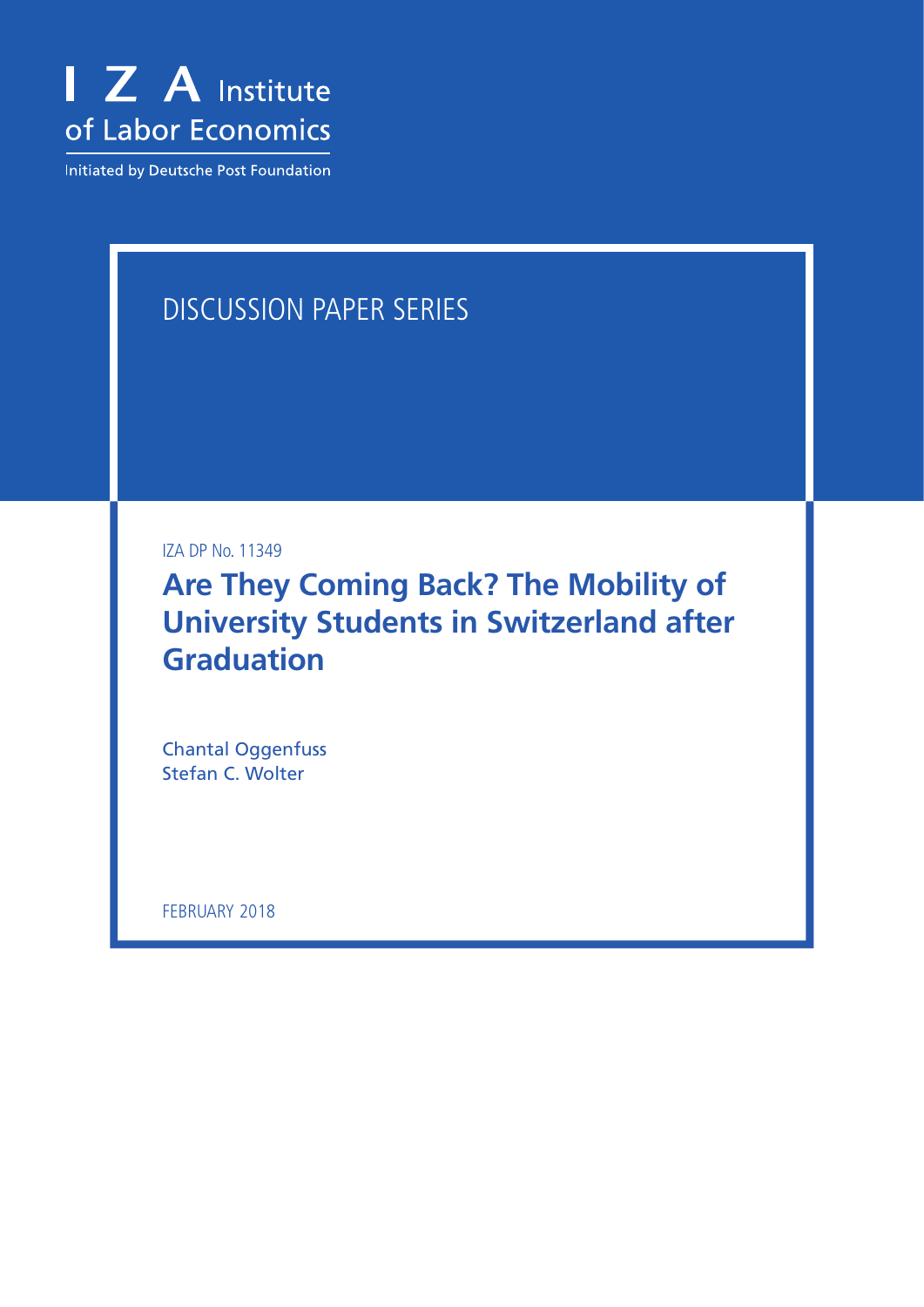I Z A Institute of Labor Economics

Initiated by Deutsche Post Foundation

DISCUSSION PAPER SERIES

IZA DP No. 11349

# Are They Coming Back? The Mobility of University Students in Switzerland after Graduation

Chantal Oggenfuss
Stefan C. Wolter

FEBRUARY 2018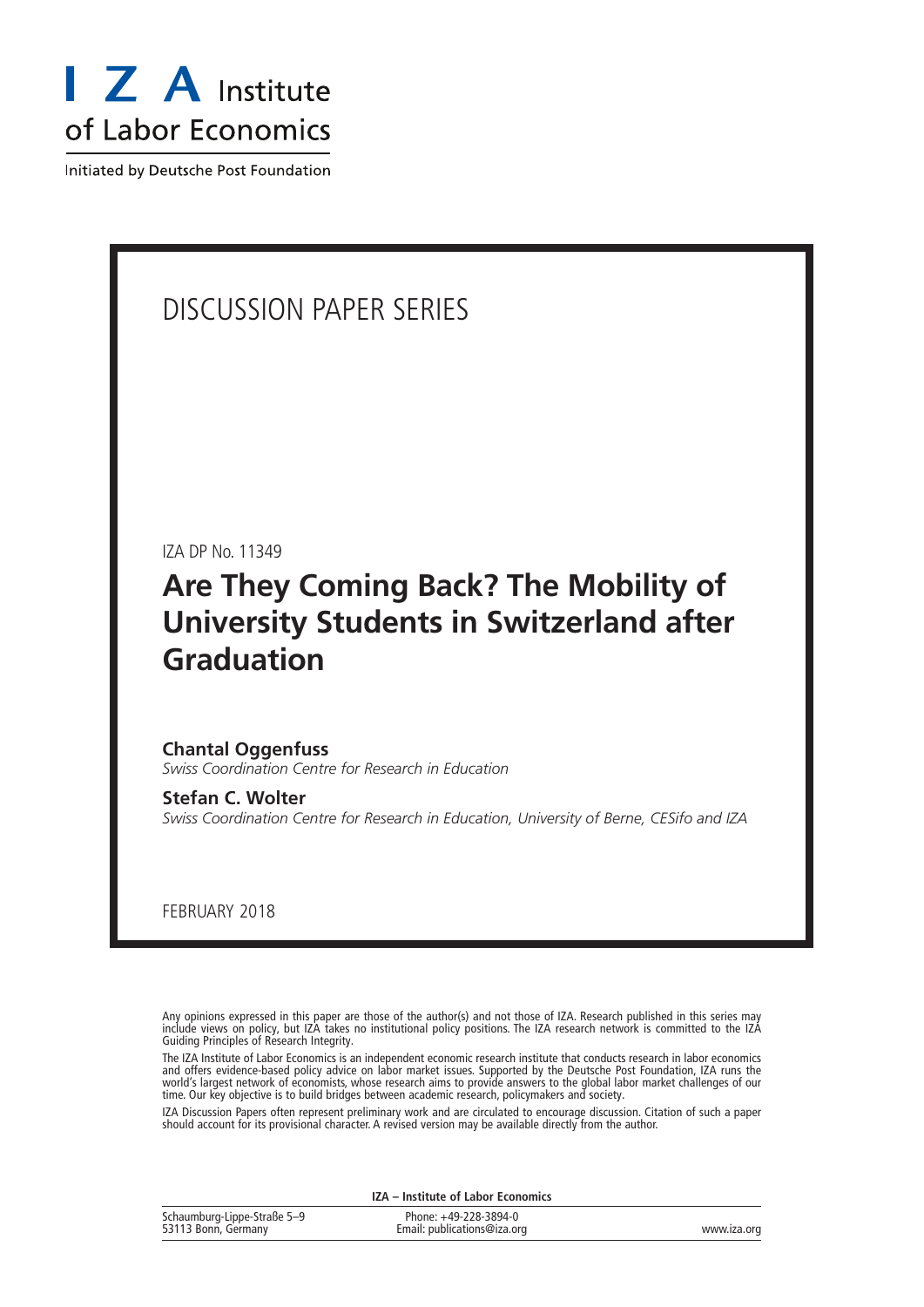# I Z A Institute of Labor Economics

Initiated by Deutsche Post Foundation

DISCUSSION PAPER SERIES

IZA DP No. 11349

# Are They Coming Back? The Mobility of University Students in Switzerland after Graduation

**Chantal Oggenfuss**
*Swiss Coordination Centre for Research in Education*

**Stefan C. Wolter**
*Swiss Coordination Centre for Research in Education, University of Berne, CESifo and IZA*

FEBRUARY 2018

Any opinions expressed in this paper are those of the author(s) and not those of IZA. Research published in this series may include views on policy, but IZA takes no institutional policy positions. The IZA research network is committed to the IZA Guiding Principles of Research Integrity.

The IZA Institute of Labor Economics is an independent economic research institute that conducts research in labor economics and offers evidence-based policy advice on labor market issues. Supported by the Deutsche Post Foundation, IZA runs the world's largest network of economists, whose research aims to provide answers to the global labor market challenges of our time. Our key objective is to build bridges between academic research, policymakers and society.

IZA Discussion Papers often represent preliminary work and are circulated to encourage discussion. Citation of such a paper should account for its provisional character. A revised version may be available directly from the author.

**IZA – Institute of Labor Economics**

Schaumburg-Lippe-Straße 5–9
53113 Bonn, Germany

Phone: +49-228-3894-0
Email: publications@iza.org

www.iza.org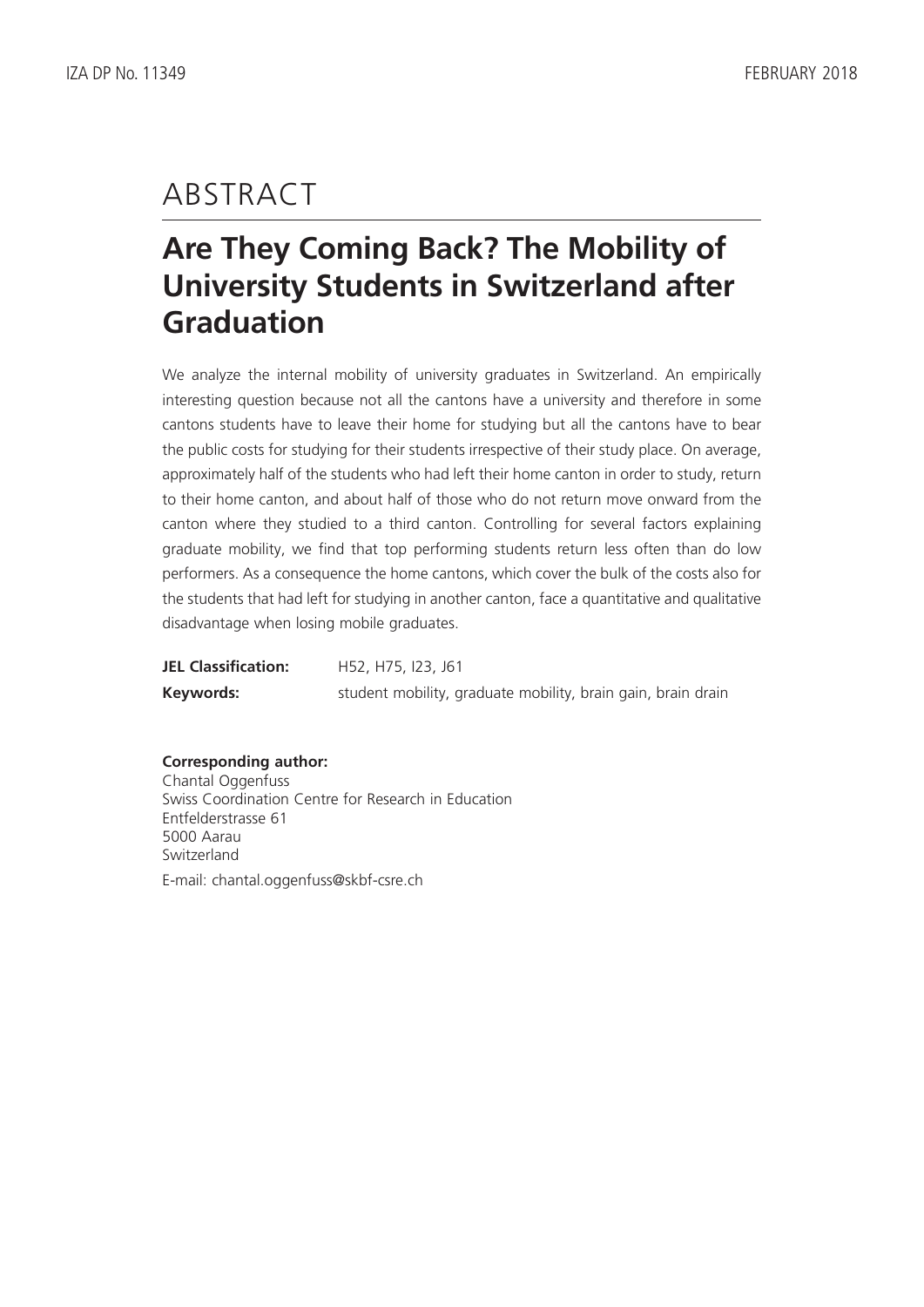# ABSTRACT

## Are They Coming Back? The Mobility of University Students in Switzerland after Graduation

We analyze the internal mobility of university graduates in Switzerland. An empirically interesting question because not all the cantons have a university and therefore in some cantons students have to leave their home for studying but all the cantons have to bear the public costs for studying for their students irrespective of their study place. On average, approximately half of the students who had left their home canton in order to study, return to their home canton, and about half of those who do not return move onward from the canton where they studied to a third canton. Controlling for several factors explaining graduate mobility, we find that top performing students return less often than do low performers. As a consequence the home cantons, which cover the bulk of the costs also for the students that had left for studying in another canton, face a quantitative and qualitative disadvantage when losing mobile graduates.

**JEL Classification:** H52, H75, I23, J61

**Keywords:** student mobility, graduate mobility, brain gain, brain drain

**Corresponding author:**
Chantal Oggenfuss
Swiss Coordination Centre for Research in Education
Entfelderstrasse 61
5000 Aarau
Switzerland

E-mail: chantal.oggenfuss@skbf-csre.ch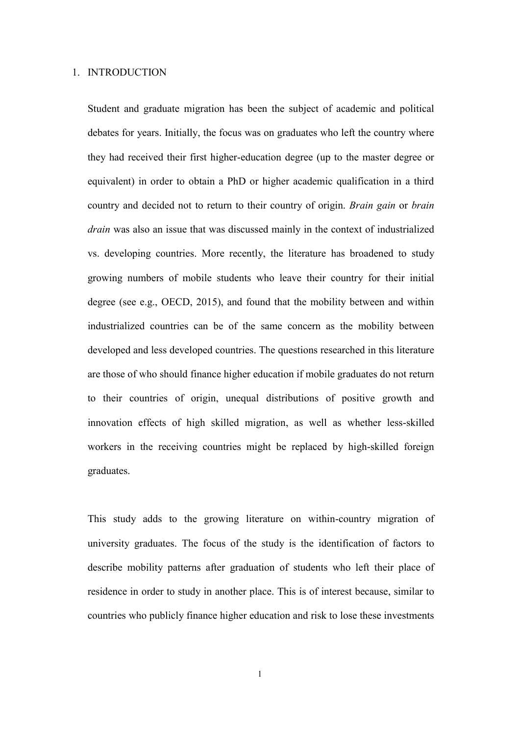## 1. INTRODUCTION

Student and graduate migration has been the subject of academic and political debates for years. Initially, the focus was on graduates who left the country where they had received their first higher-education degree (up to the master degree or equivalent) in order to obtain a PhD or higher academic qualification in a third country and decided not to return to their country of origin. *Brain gain* or *brain drain* was also an issue that was discussed mainly in the context of industrialized vs. developing countries. More recently, the literature has broadened to study growing numbers of mobile students who leave their country for their initial degree (see e.g., OECD, 2015), and found that the mobility between and within industrialized countries can be of the same concern as the mobility between developed and less developed countries. The questions researched in this literature are those of who should finance higher education if mobile graduates do not return to their countries of origin, unequal distributions of positive growth and innovation effects of high skilled migration, as well as whether less-skilled workers in the receiving countries might be replaced by high-skilled foreign graduates.

This study adds to the growing literature on within-country migration of university graduates. The focus of the study is the identification of factors to describe mobility patterns after graduation of students who left their place of residence in order to study in another place. This is of interest because, similar to countries who publicly finance higher education and risk to lose these investments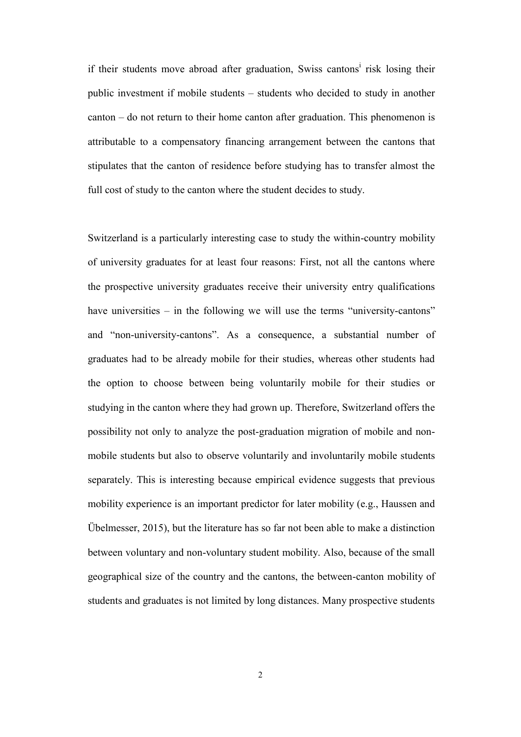if their students move abroad after graduation, Swiss cantons[i] risk losing their public investment if mobile students – students who decided to study in another canton – do not return to their home canton after graduation. This phenomenon is attributable to a compensatory financing arrangement between the cantons that stipulates that the canton of residence before studying has to transfer almost the full cost of study to the canton where the student decides to study.

Switzerland is a particularly interesting case to study the within-country mobility of university graduates for at least four reasons: First, not all the cantons where the prospective university graduates receive their university entry qualifications have universities – in the following we will use the terms "university-cantons" and "non-university-cantons". As a consequence, a substantial number of graduates had to be already mobile for their studies, whereas other students had the option to choose between being voluntarily mobile for their studies or studying in the canton where they had grown up. Therefore, Switzerland offers the possibility not only to analyze the post-graduation migration of mobile and non-mobile students but also to observe voluntarily and involuntarily mobile students separately. This is interesting because empirical evidence suggests that previous mobility experience is an important predictor for later mobility (e.g., Haussen and Übelmesser, 2015), but the literature has so far not been able to make a distinction between voluntary and non-voluntary student mobility. Also, because of the small geographical size of the country and the cantons, the between-canton mobility of students and graduates is not limited by long distances. Many prospective students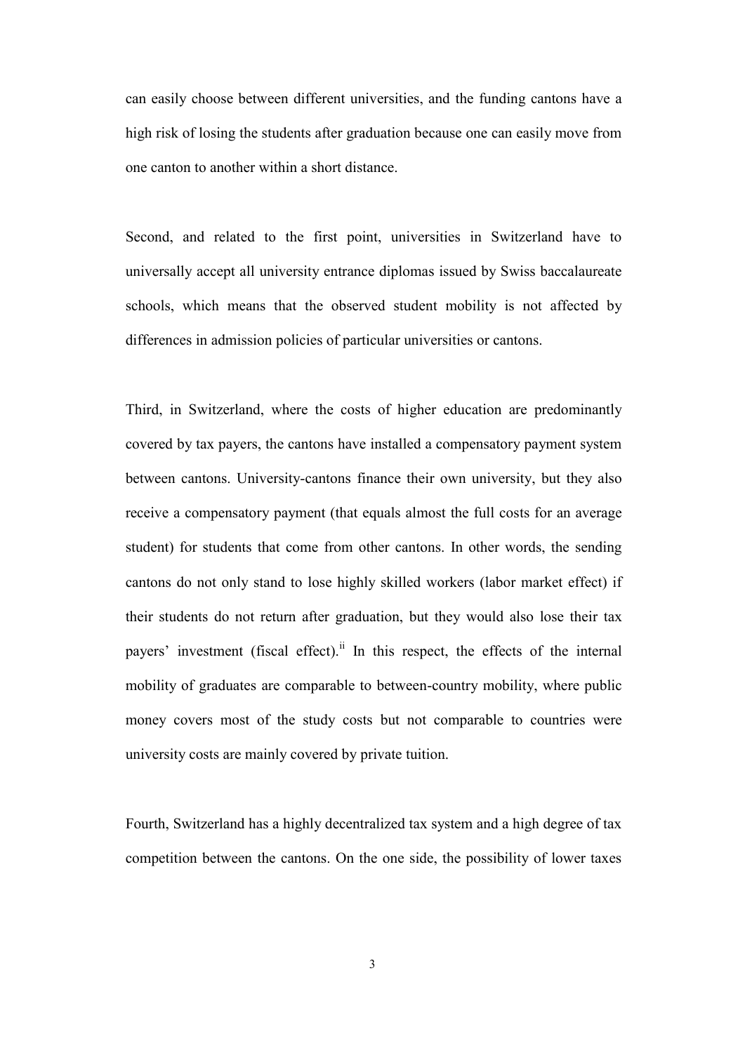can easily choose between different universities, and the funding cantons have a high risk of losing the students after graduation because one can easily move from one canton to another within a short distance.

Second, and related to the first point, universities in Switzerland have to universally accept all university entrance diplomas issued by Swiss baccalaureate schools, which means that the observed student mobility is not affected by differences in admission policies of particular universities or cantons.

Third, in Switzerland, where the costs of higher education are predominantly covered by tax payers, the cantons have installed a compensatory payment system between cantons. University-cantons finance their own university, but they also receive a compensatory payment (that equals almost the full costs for an average student) for students that come from other cantons. In other words, the sending cantons do not only stand to lose highly skilled workers (labor market effect) if their students do not return after graduation, but they would also lose their tax payers' investment (fiscal effect).[ii] In this respect, the effects of the internal mobility of graduates are comparable to between-country mobility, where public money covers most of the study costs but not comparable to countries were university costs are mainly covered by private tuition.

Fourth, Switzerland has a highly decentralized tax system and a high degree of tax competition between the cantons. On the one side, the possibility of lower taxes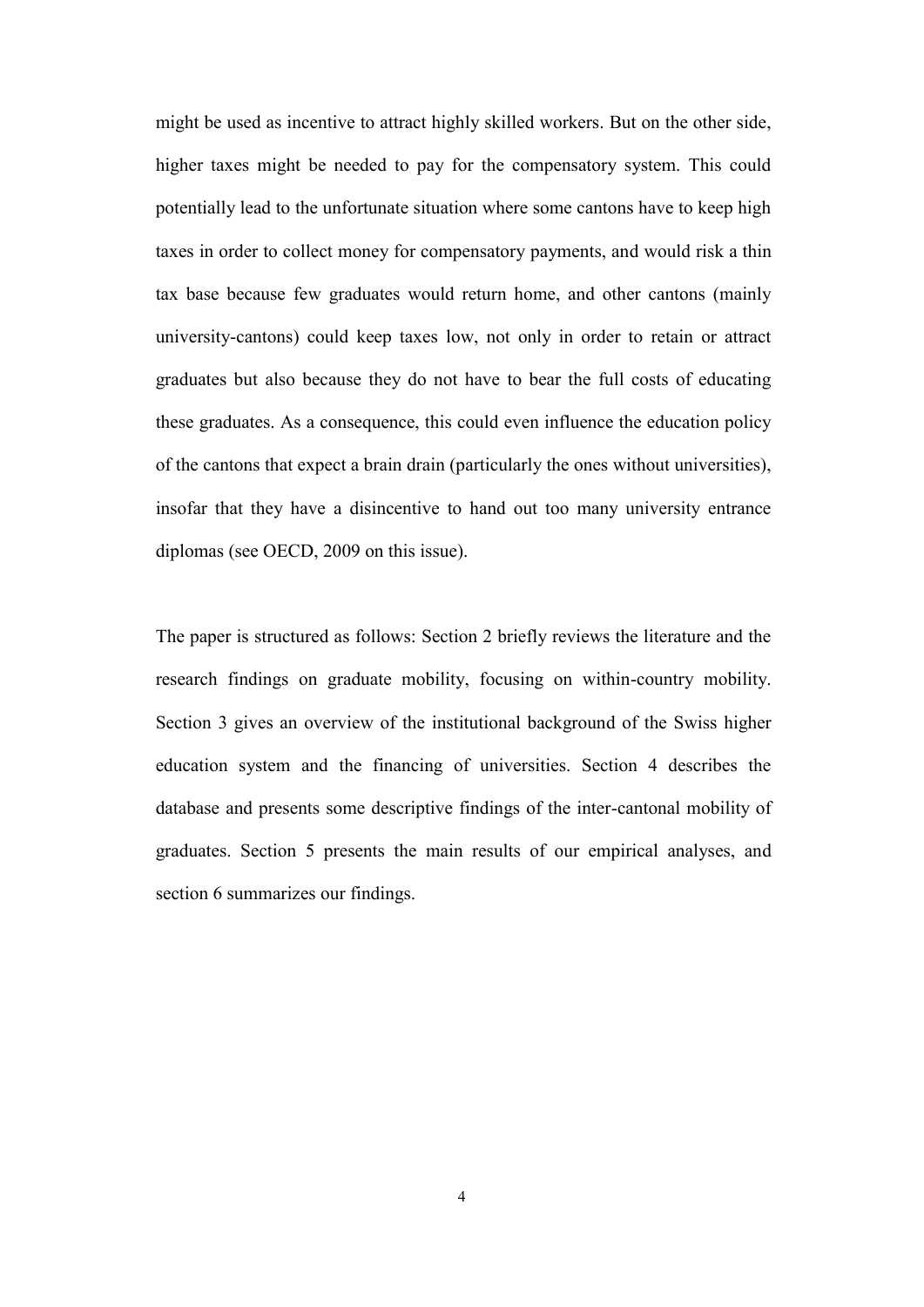might be used as incentive to attract highly skilled workers. But on the other side, higher taxes might be needed to pay for the compensatory system. This could potentially lead to the unfortunate situation where some cantons have to keep high taxes in order to collect money for compensatory payments, and would risk a thin tax base because few graduates would return home, and other cantons (mainly university-cantons) could keep taxes low, not only in order to retain or attract graduates but also because they do not have to bear the full costs of educating these graduates. As a consequence, this could even influence the education policy of the cantons that expect a brain drain (particularly the ones without universities), insofar that they have a disincentive to hand out too many university entrance diplomas (see OECD, 2009 on this issue).

The paper is structured as follows: Section 2 briefly reviews the literature and the research findings on graduate mobility, focusing on within-country mobility. Section 3 gives an overview of the institutional background of the Swiss higher education system and the financing of universities. Section 4 describes the database and presents some descriptive findings of the inter-cantonal mobility of graduates. Section 5 presents the main results of our empirical analyses, and section 6 summarizes our findings.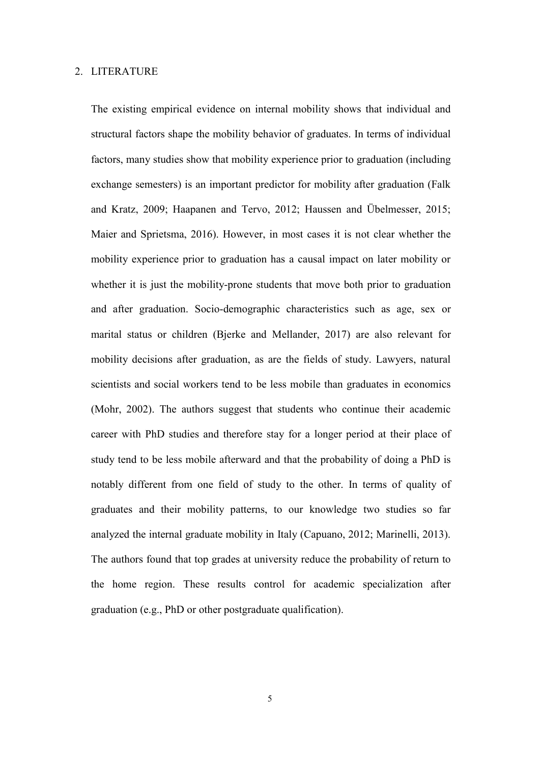## 2. LITERATURE

The existing empirical evidence on internal mobility shows that individual and structural factors shape the mobility behavior of graduates. In terms of individual factors, many studies show that mobility experience prior to graduation (including exchange semesters) is an important predictor for mobility after graduation (Falk and Kratz, 2009; Haapanen and Tervo, 2012; Haussen and Übelmesser, 2015; Maier and Sprietsma, 2016). However, in most cases it is not clear whether the mobility experience prior to graduation has a causal impact on later mobility or whether it is just the mobility-prone students that move both prior to graduation and after graduation. Socio-demographic characteristics such as age, sex or marital status or children (Bjerke and Mellander, 2017) are also relevant for mobility decisions after graduation, as are the fields of study. Lawyers, natural scientists and social workers tend to be less mobile than graduates in economics (Mohr, 2002). The authors suggest that students who continue their academic career with PhD studies and therefore stay for a longer period at their place of study tend to be less mobile afterward and that the probability of doing a PhD is notably different from one field of study to the other. In terms of quality of graduates and their mobility patterns, to our knowledge two studies so far analyzed the internal graduate mobility in Italy (Capuano, 2012; Marinelli, 2013). The authors found that top grades at university reduce the probability of return to the home region. These results control for academic specialization after graduation (e.g., PhD or other postgraduate qualification).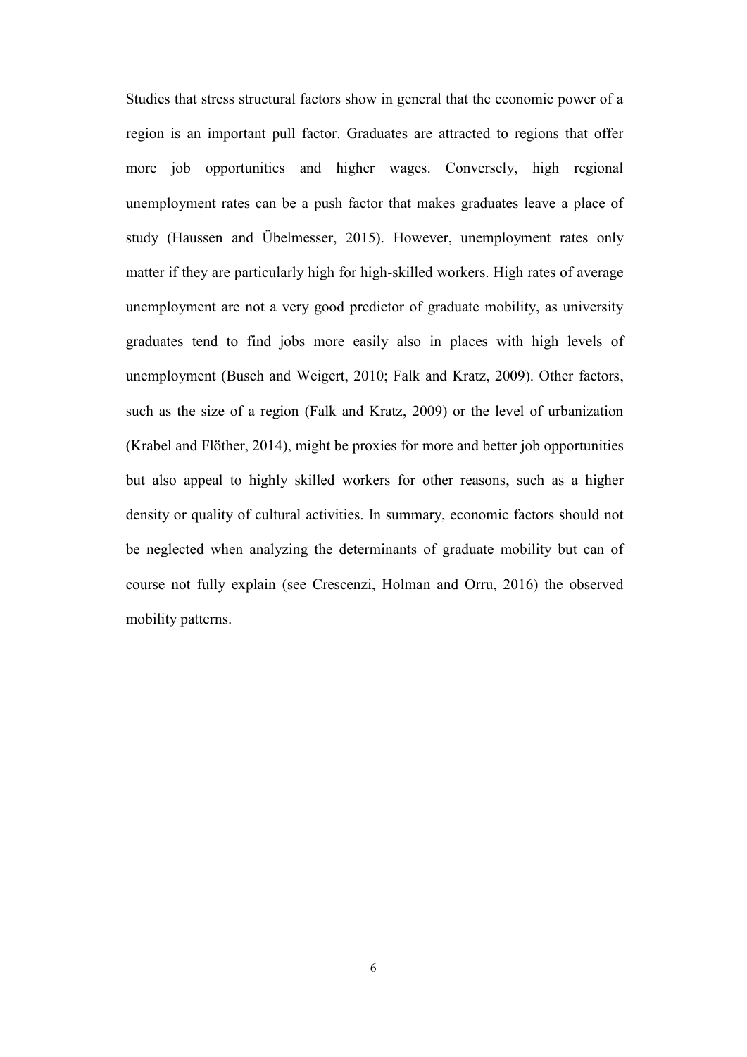Studies that stress structural factors show in general that the economic power of a region is an important pull factor. Graduates are attracted to regions that offer more job opportunities and higher wages. Conversely, high regional unemployment rates can be a push factor that makes graduates leave a place of study (Haussen and Übelmesser, 2015). However, unemployment rates only matter if they are particularly high for high-skilled workers. High rates of average unemployment are not a very good predictor of graduate mobility, as university graduates tend to find jobs more easily also in places with high levels of unemployment (Busch and Weigert, 2010; Falk and Kratz, 2009). Other factors, such as the size of a region (Falk and Kratz, 2009) or the level of urbanization (Krabel and Flöther, 2014), might be proxies for more and better job opportunities but also appeal to highly skilled workers for other reasons, such as a higher density or quality of cultural activities. In summary, economic factors should not be neglected when analyzing the determinants of graduate mobility but can of course not fully explain (see Crescenzi, Holman and Orru, 2016) the observed mobility patterns.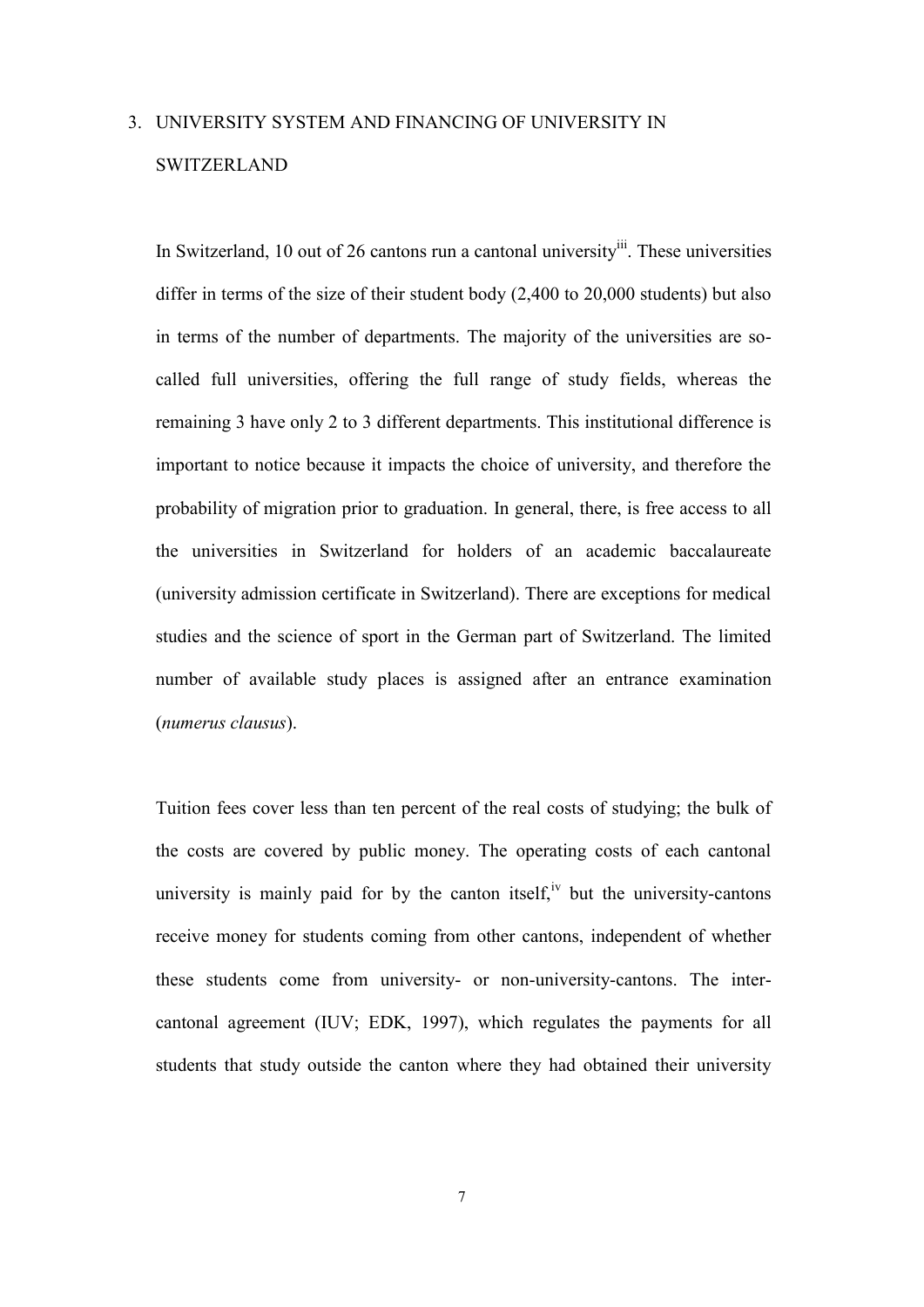## 3. UNIVERSITY SYSTEM AND FINANCING OF UNIVERSITY IN SWITZERLAND

In Switzerland, 10 out of 26 cantons run a cantonal university[iii]. These universities differ in terms of the size of their student body (2,400 to 20,000 students) but also in terms of the number of departments. The majority of the universities are so-called full universities, offering the full range of study fields, whereas the remaining 3 have only 2 to 3 different departments. This institutional difference is important to notice because it impacts the choice of university, and therefore the probability of migration prior to graduation. In general, there, is free access to all the universities in Switzerland for holders of an academic baccalaureate (university admission certificate in Switzerland). There are exceptions for medical studies and the science of sport in the German part of Switzerland. The limited number of available study places is assigned after an entrance examination (*numerus clausus*).

Tuition fees cover less than ten percent of the real costs of studying; the bulk of the costs are covered by public money. The operating costs of each cantonal university is mainly paid for by the canton itself,[iv] but the university-cantons receive money for students coming from other cantons, independent of whether these students come from university- or non-university-cantons. The inter-cantonal agreement (IUV; EDK, 1997), which regulates the payments for all students that study outside the canton where they had obtained their university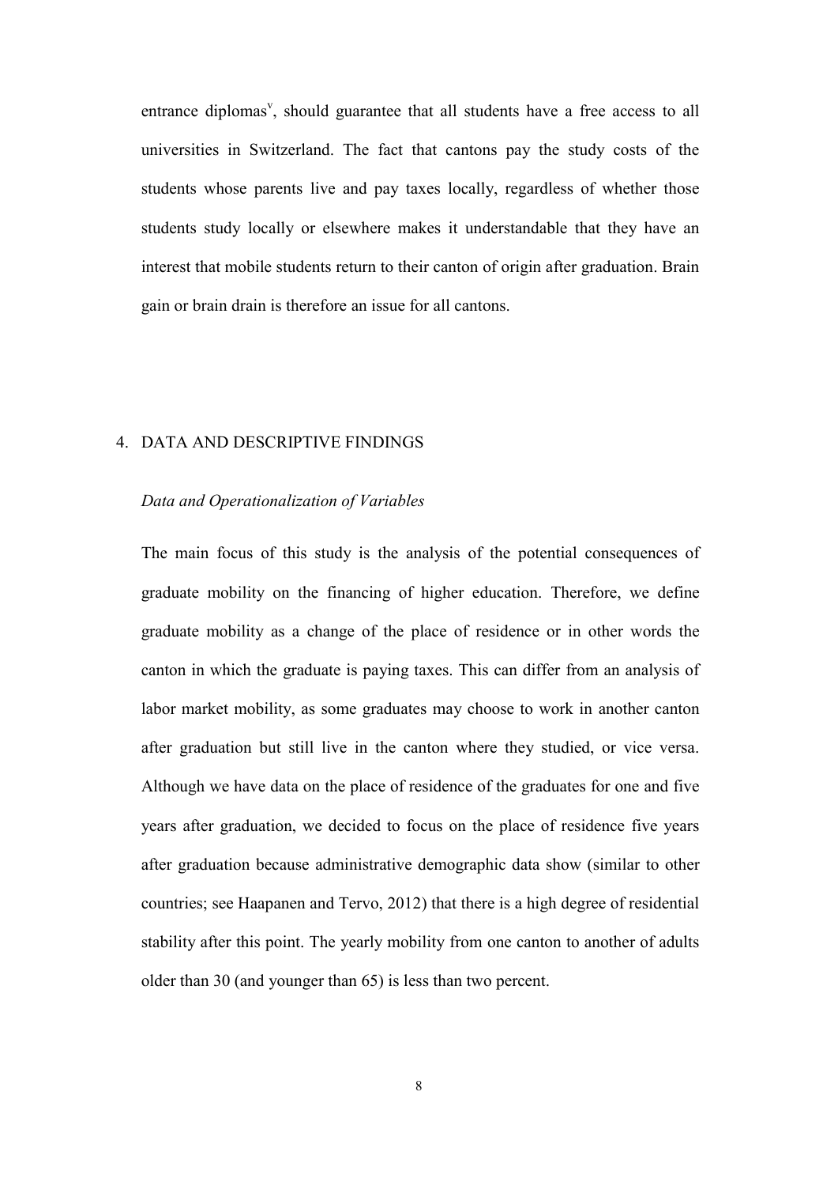entrance diplomas[v], should guarantee that all students have a free access to all universities in Switzerland. The fact that cantons pay the study costs of the students whose parents live and pay taxes locally, regardless of whether those students study locally or elsewhere makes it understandable that they have an interest that mobile students return to their canton of origin after graduation. Brain gain or brain drain is therefore an issue for all cantons.

## 4. DATA AND DESCRIPTIVE FINDINGS

### *Data and Operationalization of Variables*

The main focus of this study is the analysis of the potential consequences of graduate mobility on the financing of higher education. Therefore, we define graduate mobility as a change of the place of residence or in other words the canton in which the graduate is paying taxes. This can differ from an analysis of labor market mobility, as some graduates may choose to work in another canton after graduation but still live in the canton where they studied, or vice versa. Although we have data on the place of residence of the graduates for one and five years after graduation, we decided to focus on the place of residence five years after graduation because administrative demographic data show (similar to other countries; see Haapanen and Tervo, 2012) that there is a high degree of residential stability after this point. The yearly mobility from one canton to another of adults older than 30 (and younger than 65) is less than two percent.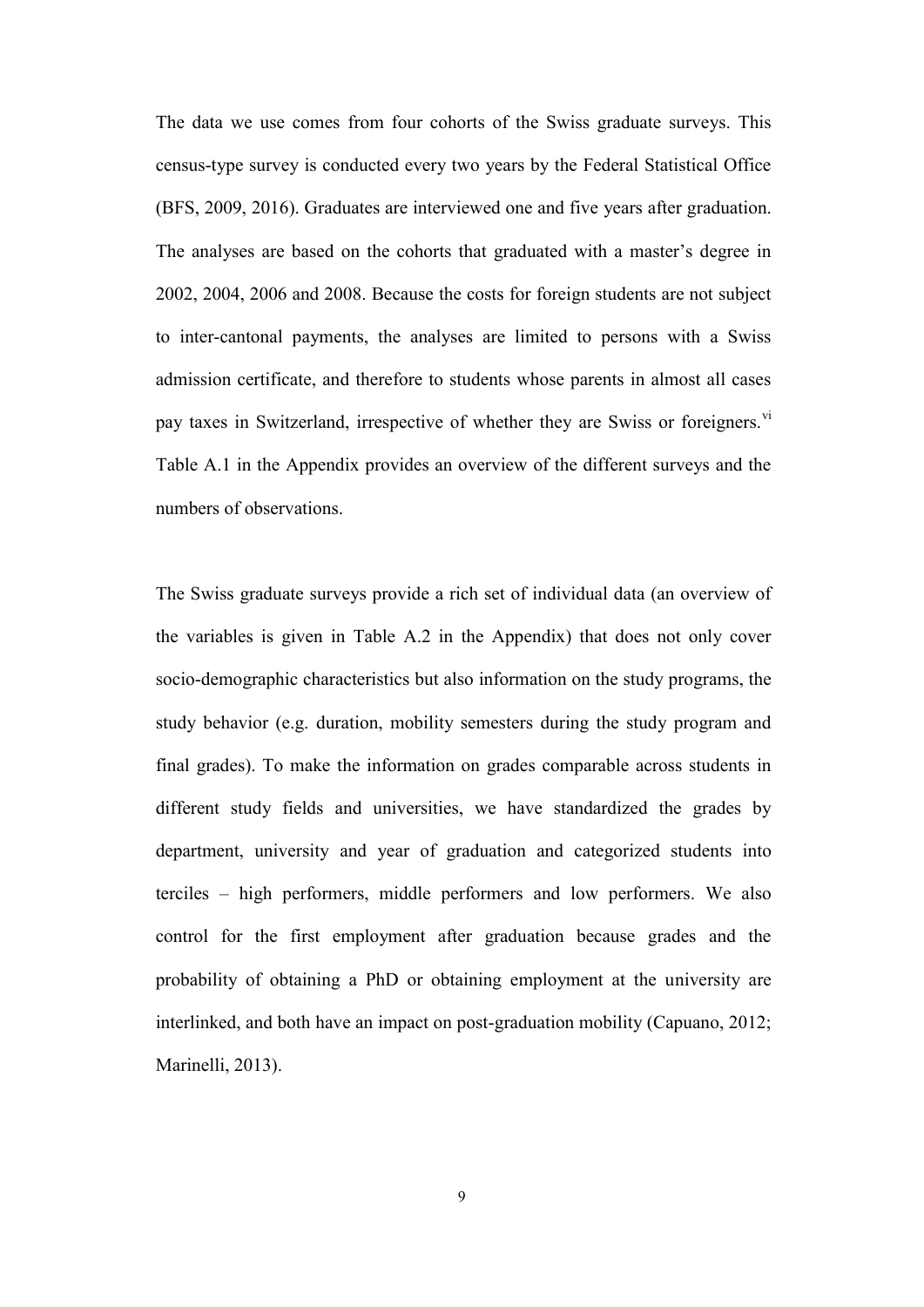The data we use comes from four cohorts of the Swiss graduate surveys. This census-type survey is conducted every two years by the Federal Statistical Office (BFS, 2009, 2016). Graduates are interviewed one and five years after graduation. The analyses are based on the cohorts that graduated with a master's degree in 2002, 2004, 2006 and 2008. Because the costs for foreign students are not subject to inter-cantonal payments, the analyses are limited to persons with a Swiss admission certificate, and therefore to students whose parents in almost all cases pay taxes in Switzerland, irrespective of whether they are Swiss or foreigners.[vi] Table A.1 in the Appendix provides an overview of the different surveys and the numbers of observations.

The Swiss graduate surveys provide a rich set of individual data (an overview of the variables is given in Table A.2 in the Appendix) that does not only cover socio-demographic characteristics but also information on the study programs, the study behavior (e.g. duration, mobility semesters during the study program and final grades). To make the information on grades comparable across students in different study fields and universities, we have standardized the grades by department, university and year of graduation and categorized students into terciles – high performers, middle performers and low performers. We also control for the first employment after graduation because grades and the probability of obtaining a PhD or obtaining employment at the university are interlinked, and both have an impact on post-graduation mobility (Capuano, 2012; Marinelli, 2013).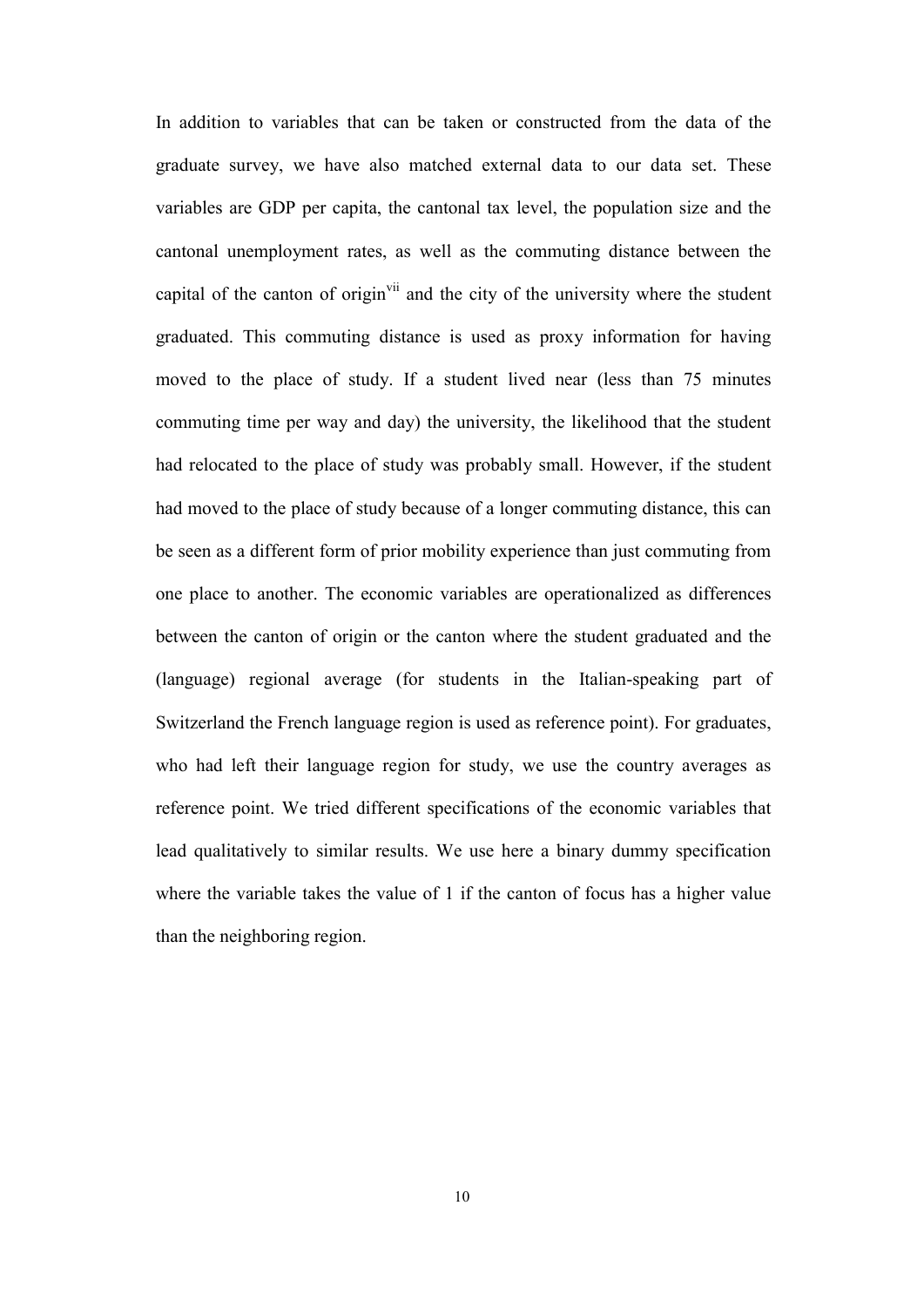In addition to variables that can be taken or constructed from the data of the graduate survey, we have also matched external data to our data set. These variables are GDP per capita, the cantonal tax level, the population size and the cantonal unemployment rates, as well as the commuting distance between the capital of the canton of origin[vii] and the city of the university where the student graduated. This commuting distance is used as proxy information for having moved to the place of study. If a student lived near (less than 75 minutes commuting time per way and day) the university, the likelihood that the student had relocated to the place of study was probably small. However, if the student had moved to the place of study because of a longer commuting distance, this can be seen as a different form of prior mobility experience than just commuting from one place to another. The economic variables are operationalized as differences between the canton of origin or the canton where the student graduated and the (language) regional average (for students in the Italian-speaking part of Switzerland the French language region is used as reference point). For graduates, who had left their language region for study, we use the country averages as reference point. We tried different specifications of the economic variables that lead qualitatively to similar results. We use here a binary dummy specification where the variable takes the value of 1 if the canton of focus has a higher value than the neighboring region.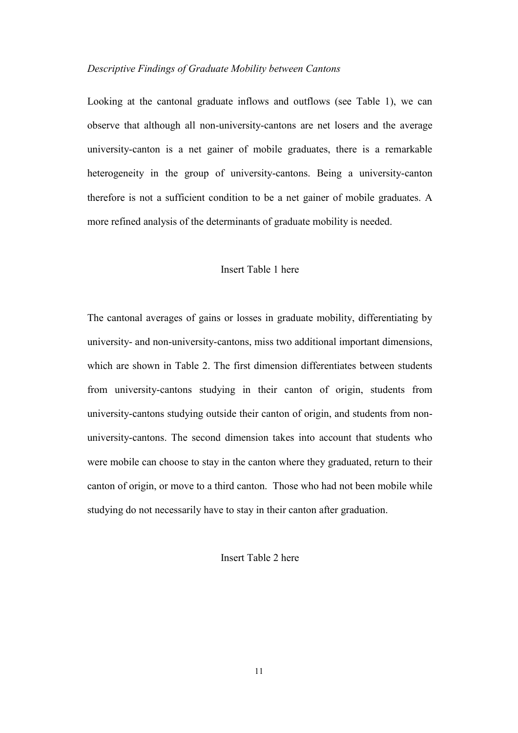*Descriptive Findings of Graduate Mobility between Cantons*

Looking at the cantonal graduate inflows and outflows (see Table 1), we can observe that although all non-university-cantons are net losers and the average university-canton is a net gainer of mobile graduates, there is a remarkable heterogeneity in the group of university-cantons. Being a university-canton therefore is not a sufficient condition to be a net gainer of mobile graduates. A more refined analysis of the determinants of graduate mobility is needed.

Insert Table 1 here

The cantonal averages of gains or losses in graduate mobility, differentiating by university- and non-university-cantons, miss two additional important dimensions, which are shown in Table 2. The first dimension differentiates between students from university-cantons studying in their canton of origin, students from university-cantons studying outside their canton of origin, and students from non-university-cantons. The second dimension takes into account that students who were mobile can choose to stay in the canton where they graduated, return to their canton of origin, or move to a third canton. Those who had not been mobile while studying do not necessarily have to stay in their canton after graduation.

Insert Table 2 here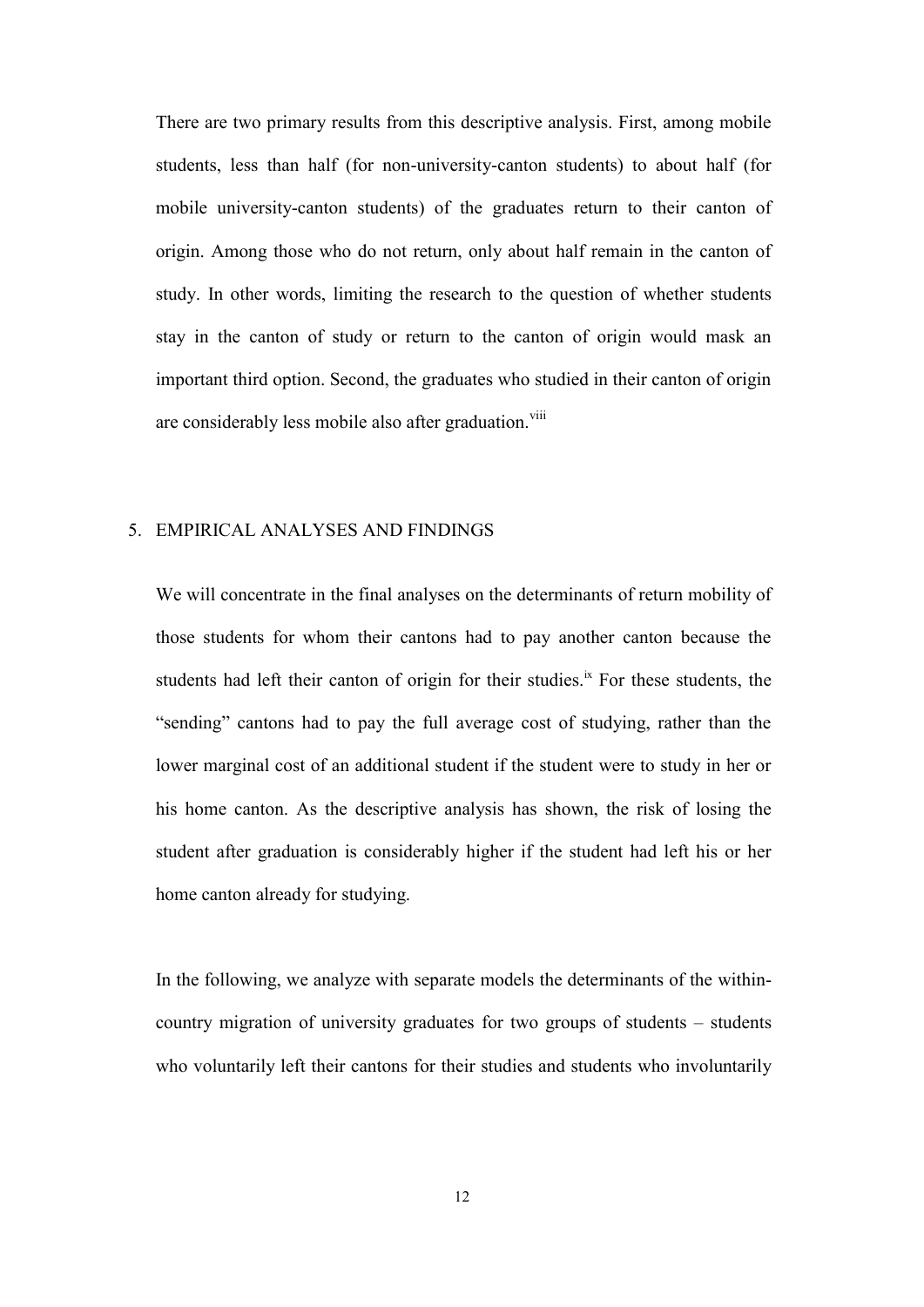There are two primary results from this descriptive analysis. First, among mobile students, less than half (for non-university-canton students) to about half (for mobile university-canton students) of the graduates return to their canton of origin. Among those who do not return, only about half remain in the canton of study. In other words, limiting the research to the question of whether students stay in the canton of study or return to the canton of origin would mask an important third option. Second, the graduates who studied in their canton of origin are considerably less mobile also after graduation.[viii]

## 5. EMPIRICAL ANALYSES AND FINDINGS

We will concentrate in the final analyses on the determinants of return mobility of those students for whom their cantons had to pay another canton because the students had left their canton of origin for their studies.[ix] For these students, the "sending" cantons had to pay the full average cost of studying, rather than the lower marginal cost of an additional student if the student were to study in her or his home canton. As the descriptive analysis has shown, the risk of losing the student after graduation is considerably higher if the student had left his or her home canton already for studying.

In the following, we analyze with separate models the determinants of the within-country migration of university graduates for two groups of students – students who voluntarily left their cantons for their studies and students who involuntarily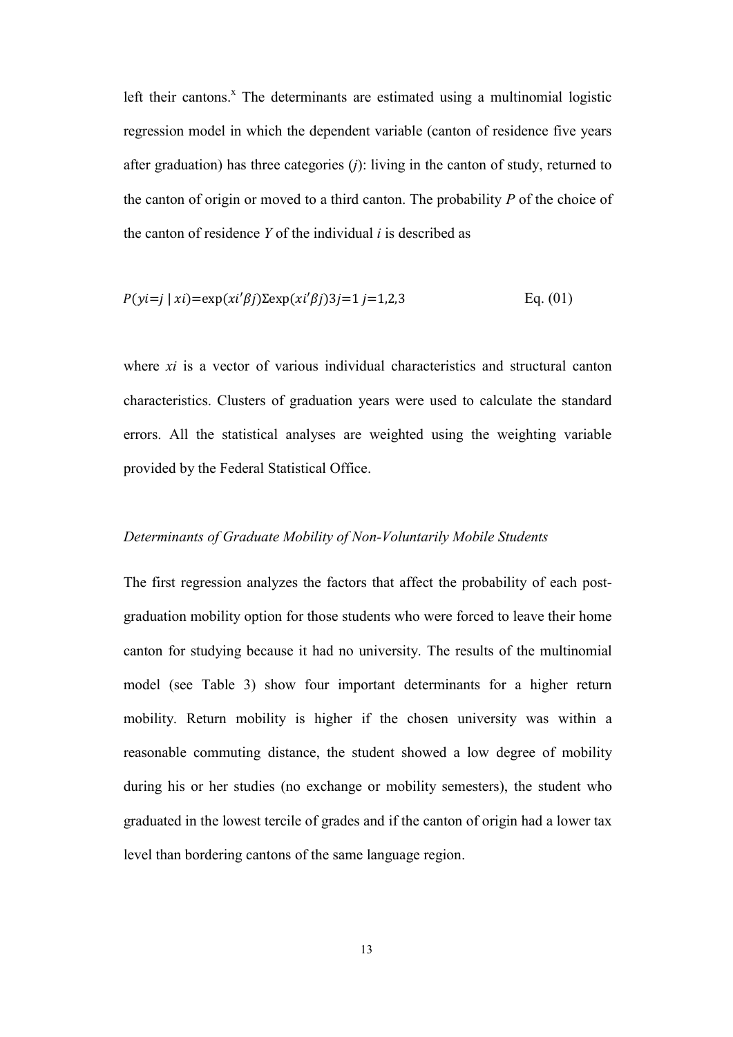left their cantons.[x] The determinants are estimated using a multinomial logistic regression model in which the dependent variable (canton of residence five years after graduation) has three categories (*j*): living in the canton of study, returned to the canton of origin or moved to a third canton. The probability *P* of the choice of the canton of residence *Y* of the individual *i* is described as

$$P(y_i = j \mid x_i) = \frac{\exp(x_i'\beta_j)}{\sum_{j=1}^{3} \exp(x_i'\beta_j)} \quad j = 1,2,3 \qquad \text{Eq. (01)}$$

where $x_i$ is a vector of various individual characteristics and structural canton characteristics. Clusters of graduation years were used to calculate the standard errors. All the statistical analyses are weighted using the weighting variable provided by the Federal Statistical Office.

*Determinants of Graduate Mobility of Non-Voluntarily Mobile Students*

The first regression analyzes the factors that affect the probability of each post-graduation mobility option for those students who were forced to leave their home canton for studying because it had no university. The results of the multinomial model (see Table 3) show four important determinants for a higher return mobility. Return mobility is higher if the chosen university was within a reasonable commuting distance, the student showed a low degree of mobility during his or her studies (no exchange or mobility semesters), the student who graduated in the lowest tercile of grades and if the canton of origin had a lower tax level than bordering cantons of the same language region.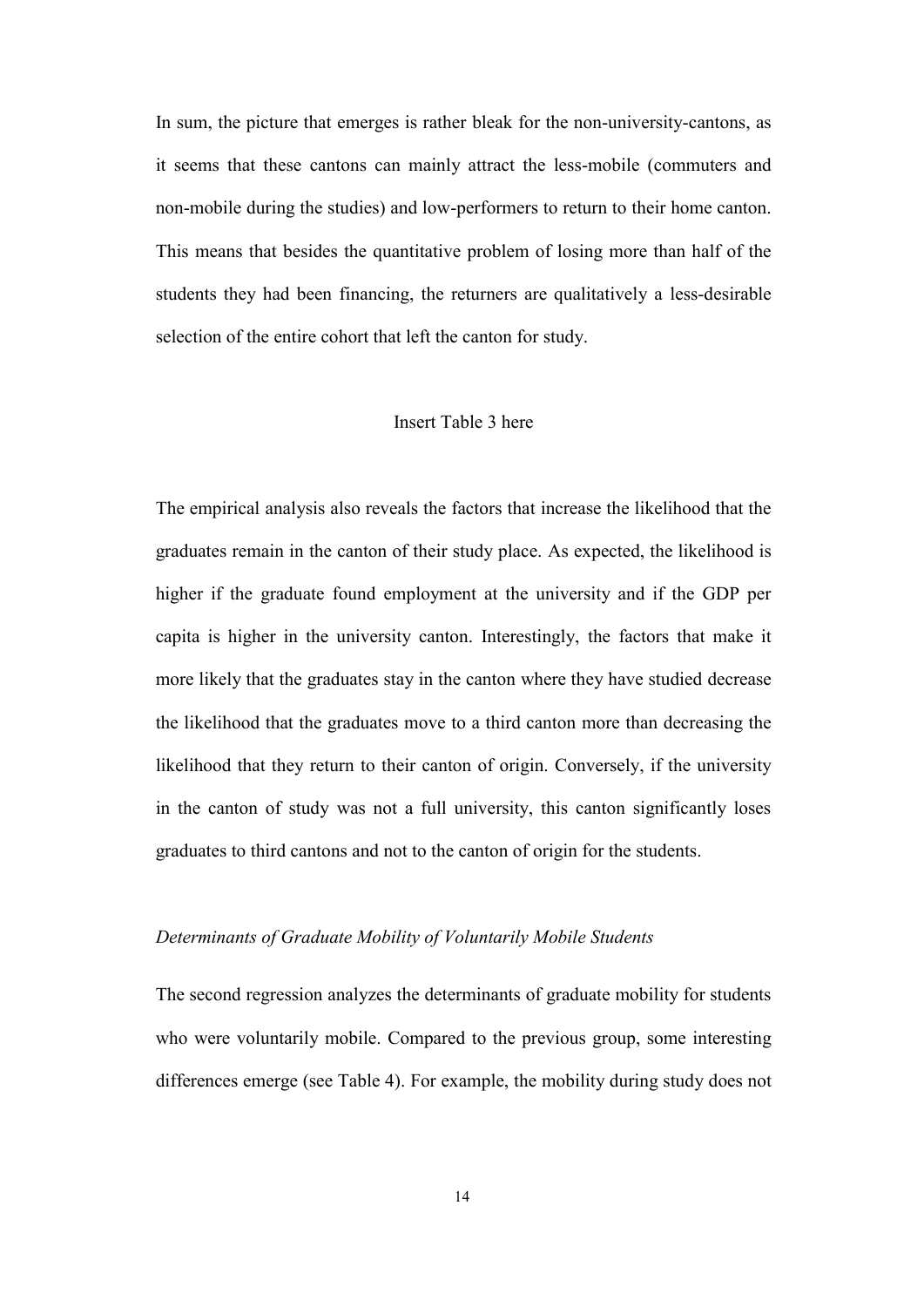In sum, the picture that emerges is rather bleak for the non-university-cantons, as it seems that these cantons can mainly attract the less-mobile (commuters and non-mobile during the studies) and low-performers to return to their home canton. This means that besides the quantitative problem of losing more than half of the students they had been financing, the returners are qualitatively a less-desirable selection of the entire cohort that left the canton for study.

Insert Table 3 here

The empirical analysis also reveals the factors that increase the likelihood that the graduates remain in the canton of their study place. As expected, the likelihood is higher if the graduate found employment at the university and if the GDP per capita is higher in the university canton. Interestingly, the factors that make it more likely that the graduates stay in the canton where they have studied decrease the likelihood that the graduates move to a third canton more than decreasing the likelihood that they return to their canton of origin. Conversely, if the university in the canton of study was not a full university, this canton significantly loses graduates to third cantons and not to the canton of origin for the students.

*Determinants of Graduate Mobility of Voluntarily Mobile Students*

The second regression analyzes the determinants of graduate mobility for students who were voluntarily mobile. Compared to the previous group, some interesting differences emerge (see Table 4). For example, the mobility during study does not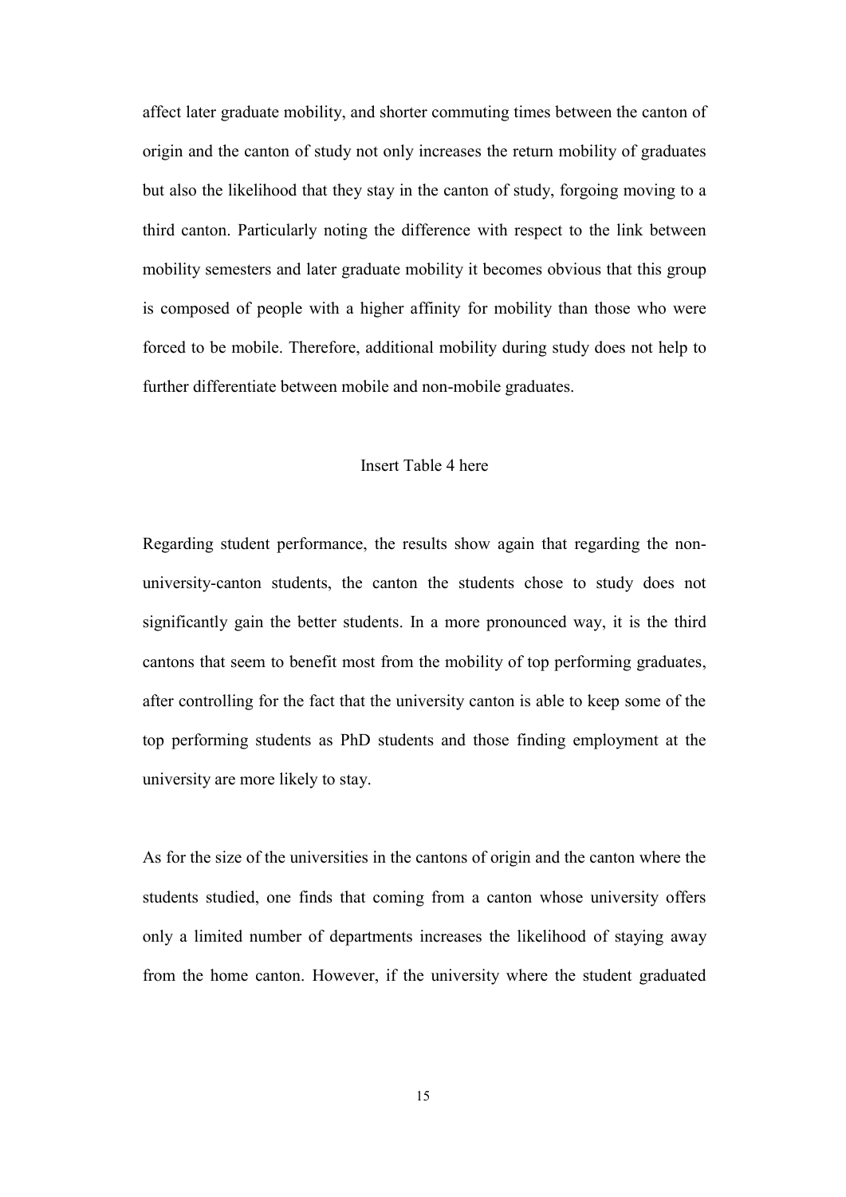affect later graduate mobility, and shorter commuting times between the canton of origin and the canton of study not only increases the return mobility of graduates but also the likelihood that they stay in the canton of study, forgoing moving to a third canton. Particularly noting the difference with respect to the link between mobility semesters and later graduate mobility it becomes obvious that this group is composed of people with a higher affinity for mobility than those who were forced to be mobile. Therefore, additional mobility during study does not help to further differentiate between mobile and non-mobile graduates.

Insert Table 4 here

Regarding student performance, the results show again that regarding the non-university-canton students, the canton the students chose to study does not significantly gain the better students. In a more pronounced way, it is the third cantons that seem to benefit most from the mobility of top performing graduates, after controlling for the fact that the university canton is able to keep some of the top performing students as PhD students and those finding employment at the university are more likely to stay.

As for the size of the universities in the cantons of origin and the canton where the students studied, one finds that coming from a canton whose university offers only a limited number of departments increases the likelihood of staying away from the home canton. However, if the university where the student graduated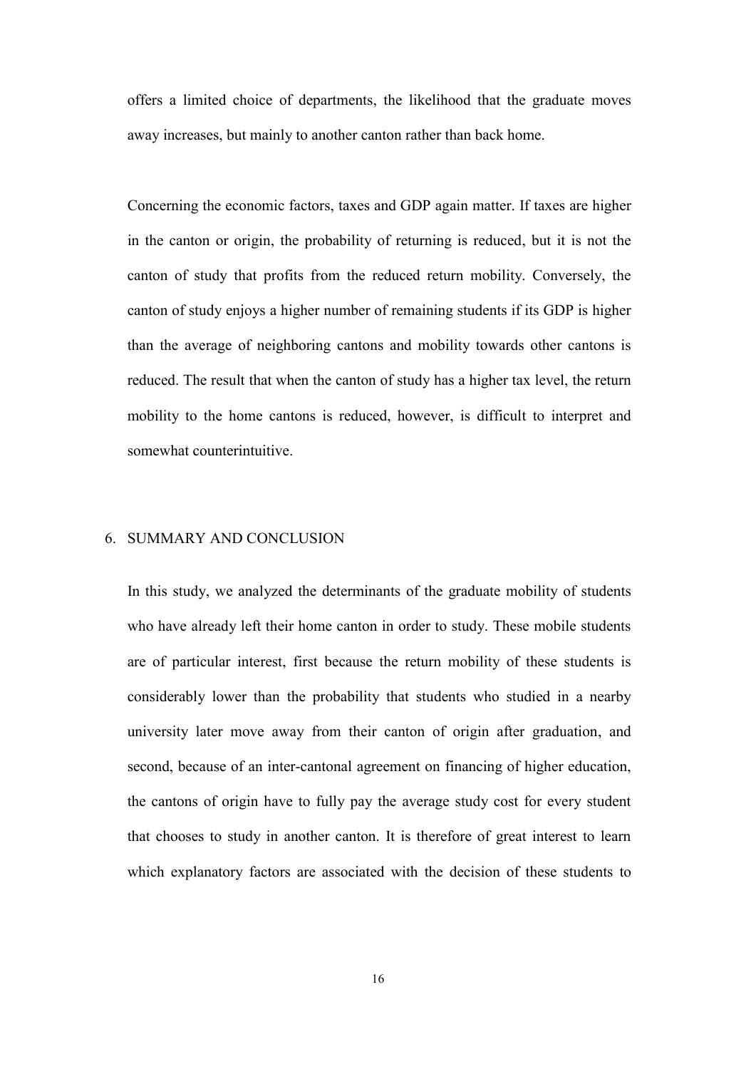offers a limited choice of departments, the likelihood that the graduate moves away increases, but mainly to another canton rather than back home.

Concerning the economic factors, taxes and GDP again matter. If taxes are higher in the canton or origin, the probability of returning is reduced, but it is not the canton of study that profits from the reduced return mobility. Conversely, the canton of study enjoys a higher number of remaining students if its GDP is higher than the average of neighboring cantons and mobility towards other cantons is reduced. The result that when the canton of study has a higher tax level, the return mobility to the home cantons is reduced, however, is difficult to interpret and somewhat counterintuitive.

## 6. SUMMARY AND CONCLUSION

In this study, we analyzed the determinants of the graduate mobility of students who have already left their home canton in order to study. These mobile students are of particular interest, first because the return mobility of these students is considerably lower than the probability that students who studied in a nearby university later move away from their canton of origin after graduation, and second, because of an inter-cantonal agreement on financing of higher education, the cantons of origin have to fully pay the average study cost for every student that chooses to study in another canton. It is therefore of great interest to learn which explanatory factors are associated with the decision of these students to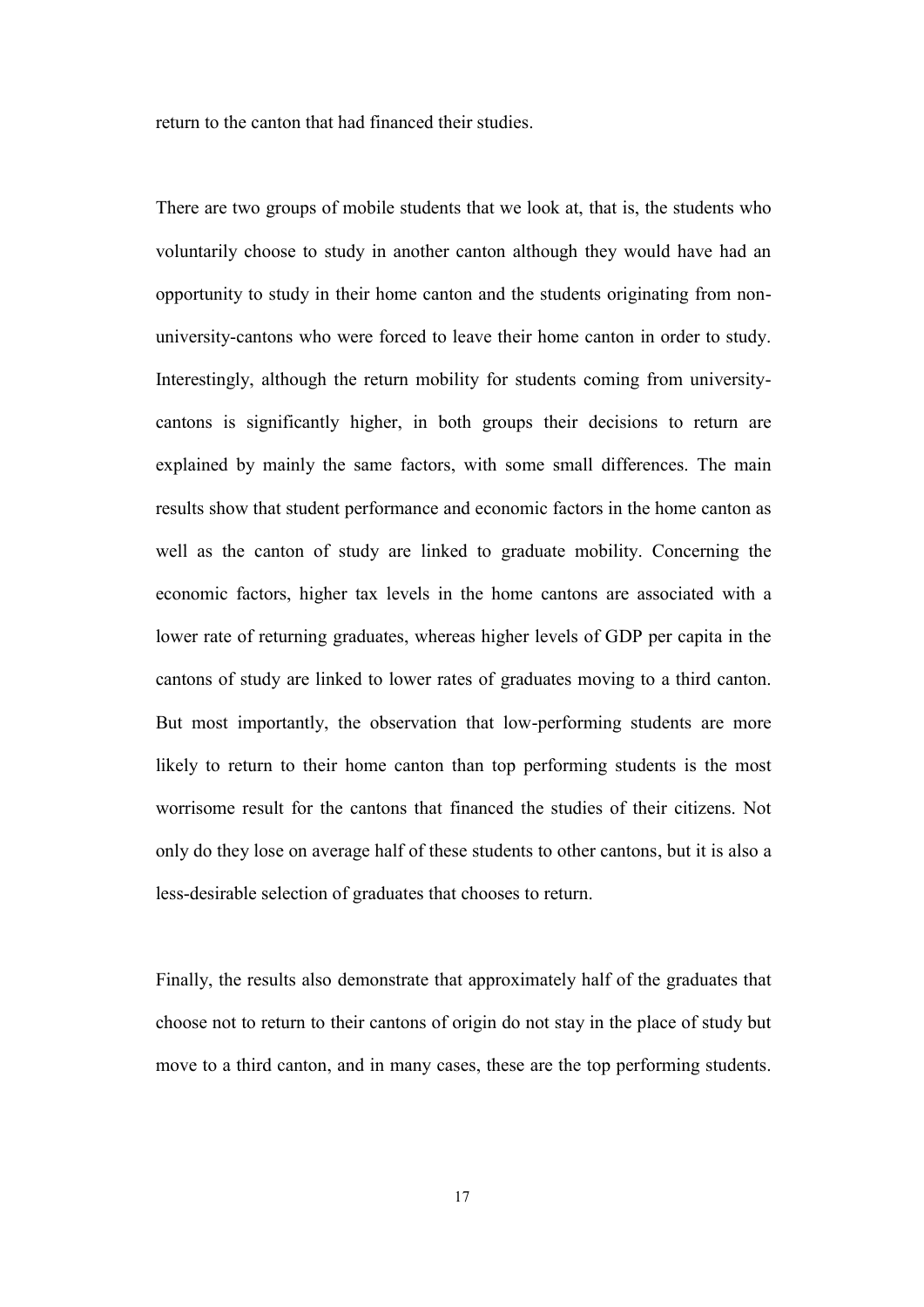return to the canton that had financed their studies.

There are two groups of mobile students that we look at, that is, the students who voluntarily choose to study in another canton although they would have had an opportunity to study in their home canton and the students originating from non-university-cantons who were forced to leave their home canton in order to study. Interestingly, although the return mobility for students coming from university-cantons is significantly higher, in both groups their decisions to return are explained by mainly the same factors, with some small differences. The main results show that student performance and economic factors in the home canton as well as the canton of study are linked to graduate mobility. Concerning the economic factors, higher tax levels in the home cantons are associated with a lower rate of returning graduates, whereas higher levels of GDP per capita in the cantons of study are linked to lower rates of graduates moving to a third canton. But most importantly, the observation that low-performing students are more likely to return to their home canton than top performing students is the most worrisome result for the cantons that financed the studies of their citizens. Not only do they lose on average half of these students to other cantons, but it is also a less-desirable selection of graduates that chooses to return.

Finally, the results also demonstrate that approximately half of the graduates that choose not to return to their cantons of origin do not stay in the place of study but move to a third canton, and in many cases, these are the top performing students.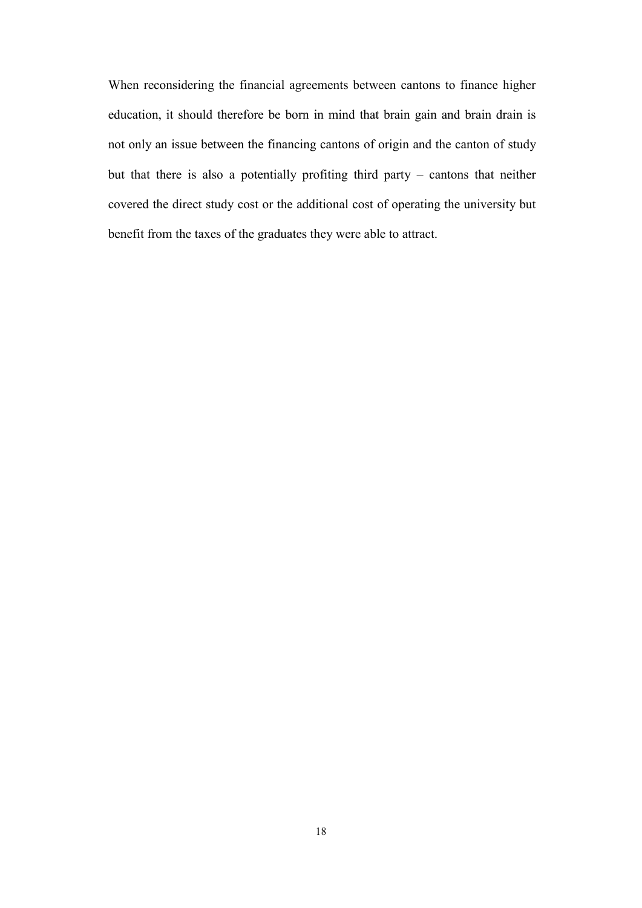When reconsidering the financial agreements between cantons to finance higher education, it should therefore be born in mind that brain gain and brain drain is not only an issue between the financing cantons of origin and the canton of study but that there is also a potentially profiting third party – cantons that neither covered the direct study cost or the additional cost of operating the university but benefit from the taxes of the graduates they were able to attract.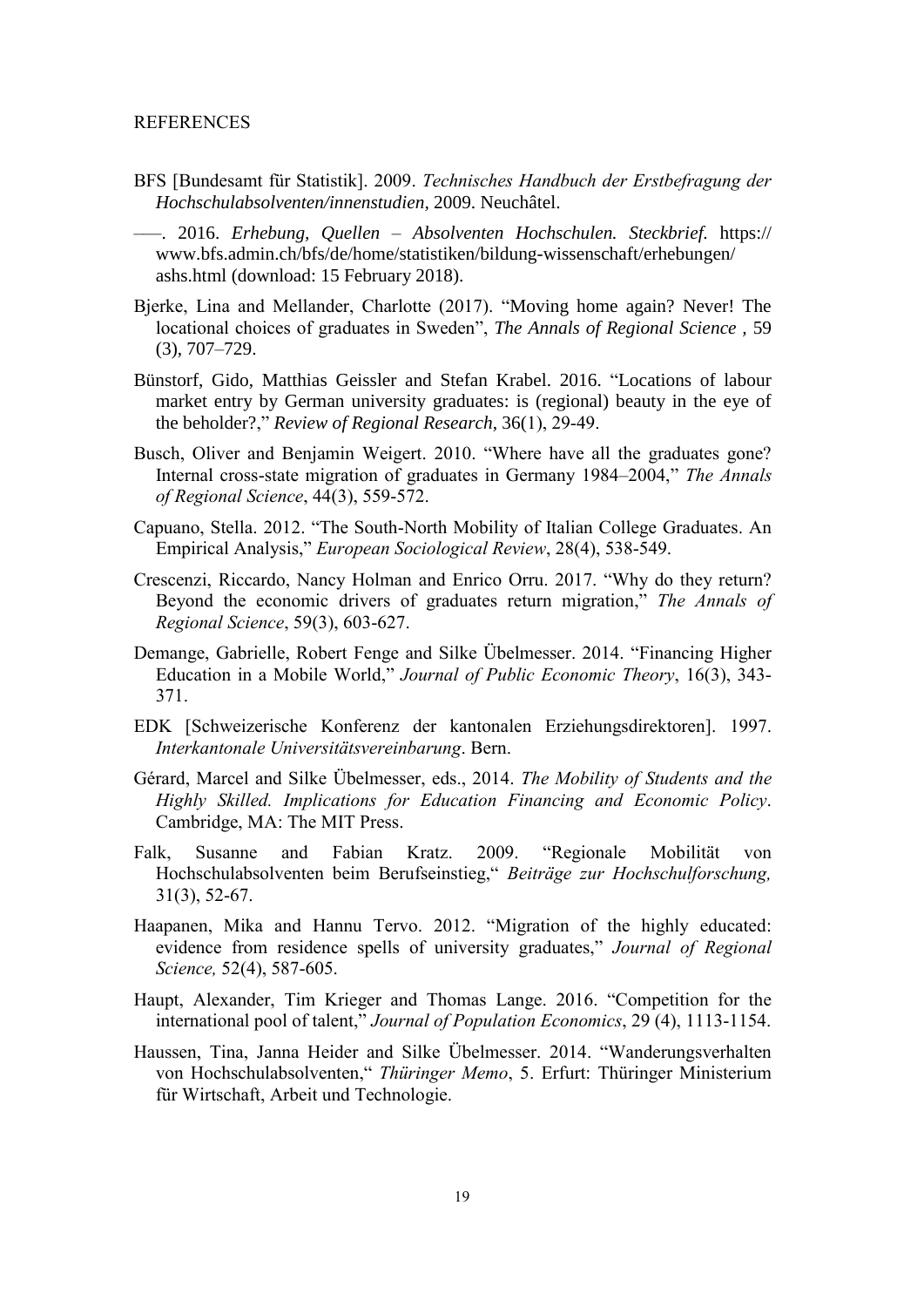REFERENCES

BFS [Bundesamt für Statistik]. 2009. *Technisches Handbuch der Erstbefragung der Hochschulabsolventen/innenstudien*, 2009. Neuchâtel.

—–. 2016. *Erhebung, Quellen – Absolventen Hochschulen. Steckbrief.* https://www.bfs.admin.ch/bfs/de/home/statistiken/bildung-wissenschaft/erhebungen/ashs.html (download: 15 February 2018).

Bjerke, Lina and Mellander, Charlotte (2017). "Moving home again? Never! The locational choices of graduates in Sweden", *The Annals of Regional Science* , 59 (3), 707–729.

Bünstorf, Gido, Matthias Geissler and Stefan Krabel. 2016. "Locations of labour market entry by German university graduates: is (regional) beauty in the eye of the beholder?," *Review of Regional Research*, 36(1), 29-49.

Busch, Oliver and Benjamin Weigert. 2010. "Where have all the graduates gone? Internal cross-state migration of graduates in Germany 1984–2004," *The Annals of Regional Science*, 44(3), 559-572.

Capuano, Stella. 2012. "The South-North Mobility of Italian College Graduates. An Empirical Analysis," *European Sociological Review*, 28(4), 538-549.

Crescenzi, Riccardo, Nancy Holman and Enrico Orru. 2017. "Why do they return? Beyond the economic drivers of graduates return migration," *The Annals of Regional Science*, 59(3), 603-627.

Demange, Gabrielle, Robert Fenge and Silke Übelmesser. 2014. "Financing Higher Education in a Mobile World," *Journal of Public Economic Theory*, 16(3), 343-371.

EDK [Schweizerische Konferenz der kantonalen Erziehungsdirektoren]. 1997. *Interkantonale Universitätsvereinbarung*. Bern.

Gérard, Marcel and Silke Übelmesser, eds., 2014. *The Mobility of Students and the Highly Skilled. Implications for Education Financing and Economic Policy*. Cambridge, MA: The MIT Press.

Falk, Susanne and Fabian Kratz. 2009. "Regionale Mobilität von Hochschulabsolventen beim Berufseinstieg," *Beiträge zur Hochschulforschung,* 31(3), 52-67.

Haapanen, Mika and Hannu Tervo. 2012. "Migration of the highly educated: evidence from residence spells of university graduates," *Journal of Regional Science,* 52(4), 587-605.

Haupt, Alexander, Tim Krieger and Thomas Lange. 2016. "Competition for the international pool of talent," *Journal of Population Economics*, 29 (4), 1113-1154.

Haussen, Tina, Janna Heider and Silke Übelmesser. 2014. "Wanderungsverhalten von Hochschulabsolventen," *Thüringer Memo*, 5. Erfurt: Thüringer Ministerium für Wirtschaft, Arbeit und Technologie.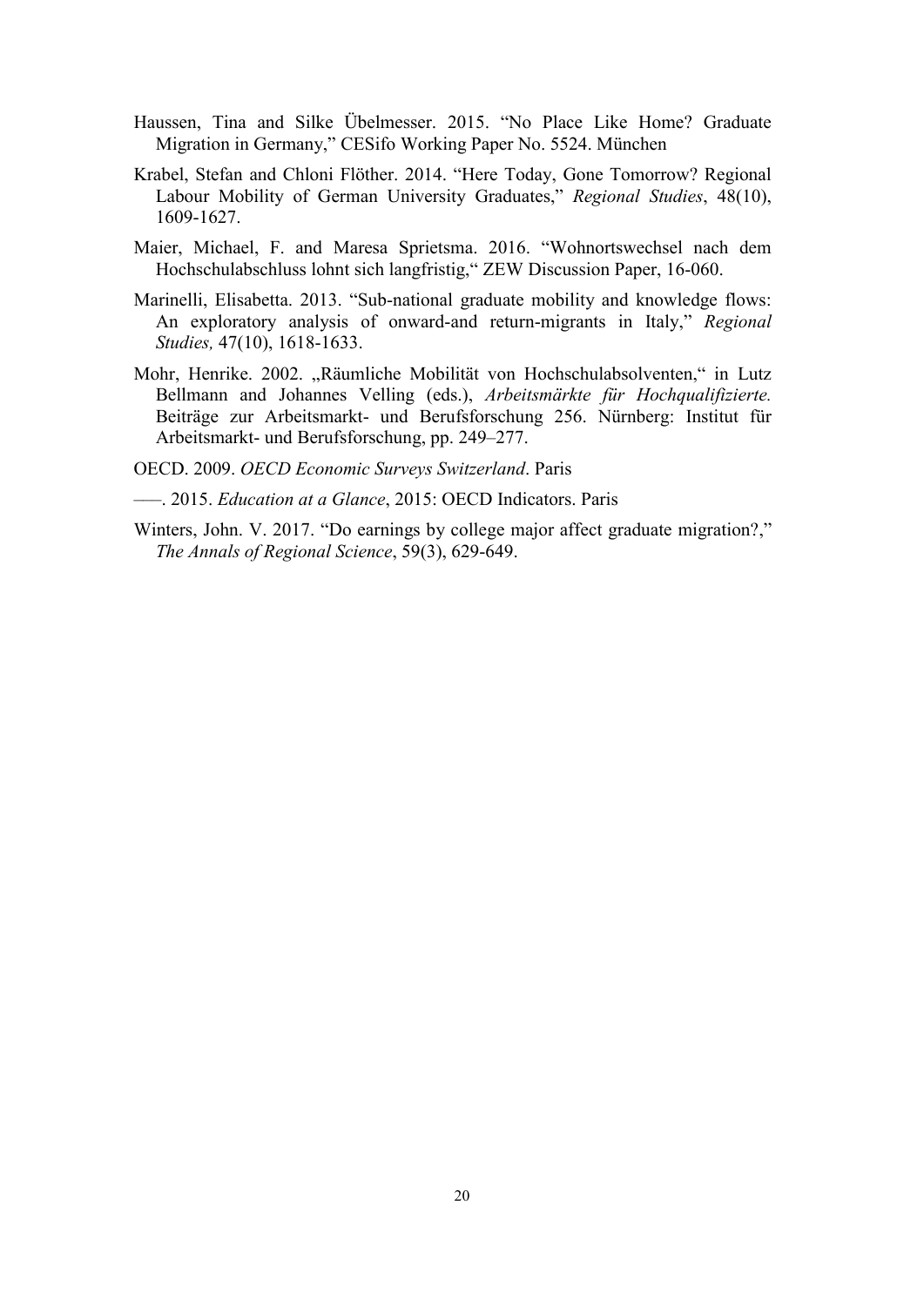Haussen, Tina and Silke Übelmesser. 2015. "No Place Like Home? Graduate Migration in Germany," CESifo Working Paper No. 5524. München

Krabel, Stefan and Chloni Flöther. 2014. "Here Today, Gone Tomorrow? Regional Labour Mobility of German University Graduates," *Regional Studies*, 48(10), 1609-1627.

Maier, Michael, F. and Maresa Sprietsma. 2016. "Wohnortswechsel nach dem Hochschulabschluss lohnt sich langfristig," ZEW Discussion Paper, 16-060.

Marinelli, Elisabetta. 2013. "Sub-national graduate mobility and knowledge flows: An exploratory analysis of onward-and return-migrants in Italy," *Regional Studies,* 47(10), 1618-1633.

Mohr, Henrike. 2002. „Räumliche Mobilität von Hochschulabsolventen," in Lutz Bellmann and Johannes Velling (eds.), *Arbeitsmärkte für Hochqualifizierte.* Beiträge zur Arbeitsmarkt- und Berufsforschung 256. Nürnberg: Institut für Arbeitsmarkt- und Berufsforschung, pp. 249–277.

OECD. 2009. *OECD Economic Surveys Switzerland*. Paris

–––. 2015. *Education at a Glance*, 2015: OECD Indicators. Paris

Winters, John. V. 2017. "Do earnings by college major affect graduate migration?," *The Annals of Regional Science*, 59(3), 629-649.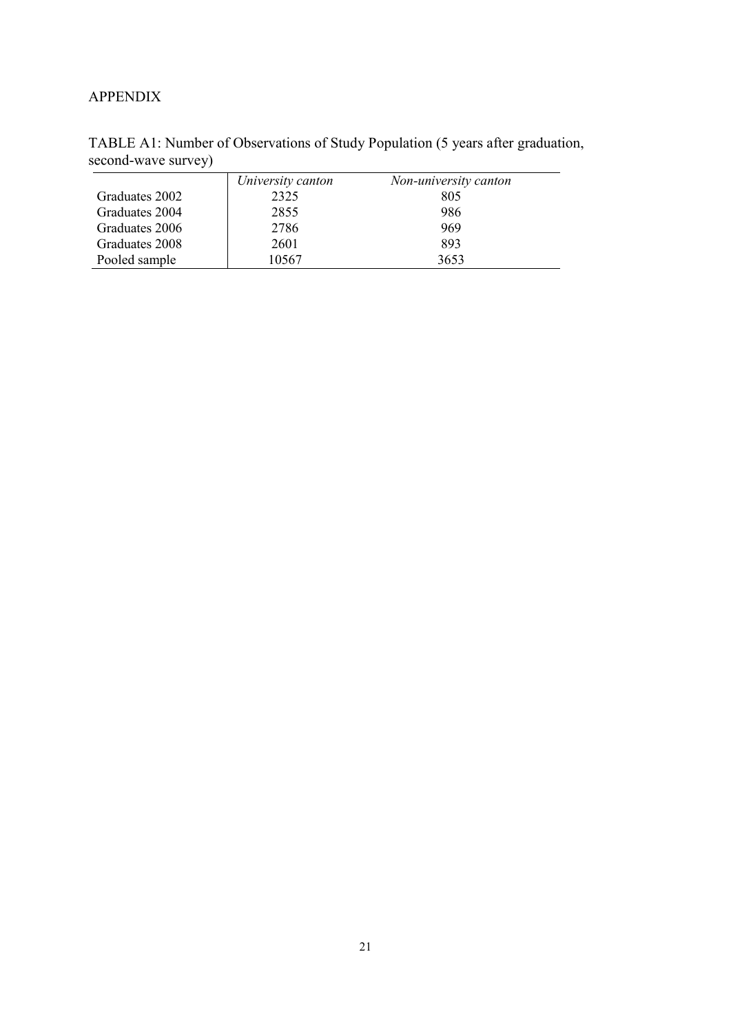APPENDIX

TABLE A1: Number of Observations of Study Population (5 years after graduation, second-wave survey)

| | *University canton* | *Non-university canton* |
|---|---|---|
| Graduates 2002 | 2325 | 805 |
| Graduates 2004 | 2855 | 986 |
| Graduates 2006 | 2786 | 969 |
| Graduates 2008 | 2601 | 893 |
| Pooled sample | 10567 | 3653 |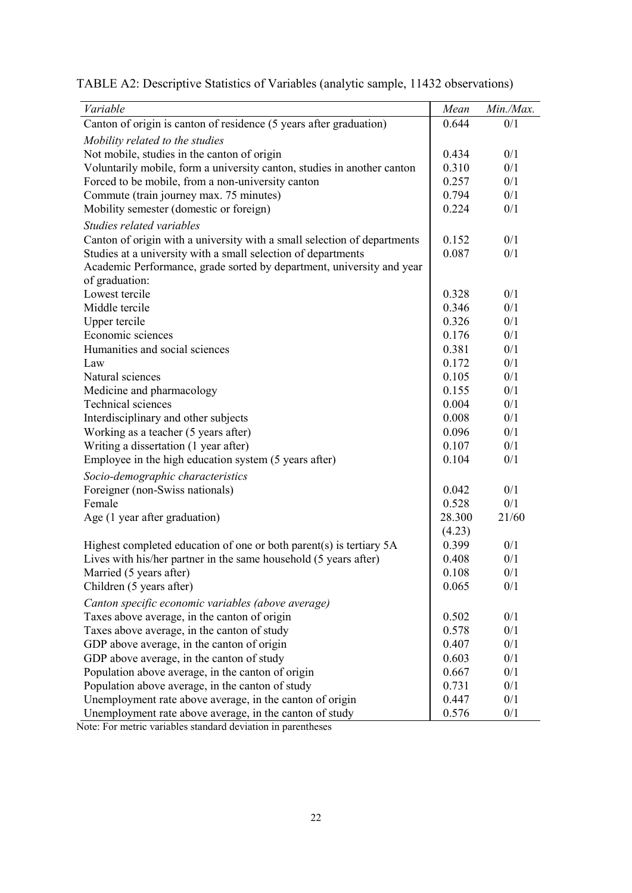TABLE A2: Descriptive Statistics of Variables (analytic sample, 11432 observations)

| *Variable* | *Mean* | *Min./Max.* |
|---|---|---|
| Canton of origin is canton of residence (5 years after graduation) | 0.644 | 0/1 |
| *Mobility related to the studies* | | |
| Not mobile, studies in the canton of origin | 0.434 | 0/1 |
| Voluntarily mobile, form a university canton, studies in another canton | 0.310 | 0/1 |
| Forced to be mobile, from a non-university canton | 0.257 | 0/1 |
| Commute (train journey max. 75 minutes) | 0.794 | 0/1 |
| Mobility semester (domestic or foreign) | 0.224 | 0/1 |
| *Studies related variables* | | |
| Canton of origin with a university with a small selection of departments | 0.152 | 0/1 |
| Studies at a university with a small selection of departments | 0.087 | 0/1 |
| Academic Performance, grade sorted by department, university and year of graduation: | | |
| Lowest tercile | 0.328 | 0/1 |
| Middle tercile | 0.346 | 0/1 |
| Upper tercile | 0.326 | 0/1 |
| Economic sciences | 0.176 | 0/1 |
| Humanities and social sciences | 0.381 | 0/1 |
| Law | 0.172 | 0/1 |
| Natural sciences | 0.105 | 0/1 |
| Medicine and pharmacology | 0.155 | 0/1 |
| Technical sciences | 0.004 | 0/1 |
| Interdisciplinary and other subjects | 0.008 | 0/1 |
| Working as a teacher (5 years after) | 0.096 | 0/1 |
| Writing a dissertation (1 year after) | 0.107 | 0/1 |
| Employee in the high education system (5 years after) | 0.104 | 0/1 |
| *Socio-demographic characteristics* | | |
| Foreigner (non-Swiss nationals) | 0.042 | 0/1 |
| Female | 0.528 | 0/1 |
| Age (1 year after graduation) | 28.300 (4.23) | 21/60 |
| Highest completed education of one or both parent(s) is tertiary 5A | 0.399 | 0/1 |
| Lives with his/her partner in the same household (5 years after) | 0.408 | 0/1 |
| Married (5 years after) | 0.108 | 0/1 |
| Children (5 years after) | 0.065 | 0/1 |
| *Canton specific economic variables (above average)* | | |
| Taxes above average, in the canton of origin | 0.502 | 0/1 |
| Taxes above average, in the canton of study | 0.578 | 0/1 |
| GDP above average, in the canton of origin | 0.407 | 0/1 |
| GDP above average, in the canton of study | 0.603 | 0/1 |
| Population above average, in the canton of origin | 0.667 | 0/1 |
| Population above average, in the canton of study | 0.731 | 0/1 |
| Unemployment rate above average, in the canton of origin | 0.447 | 0/1 |
| Unemployment rate above average, in the canton of study | 0.576 | 0/1 |

Note: For metric variables standard deviation in parentheses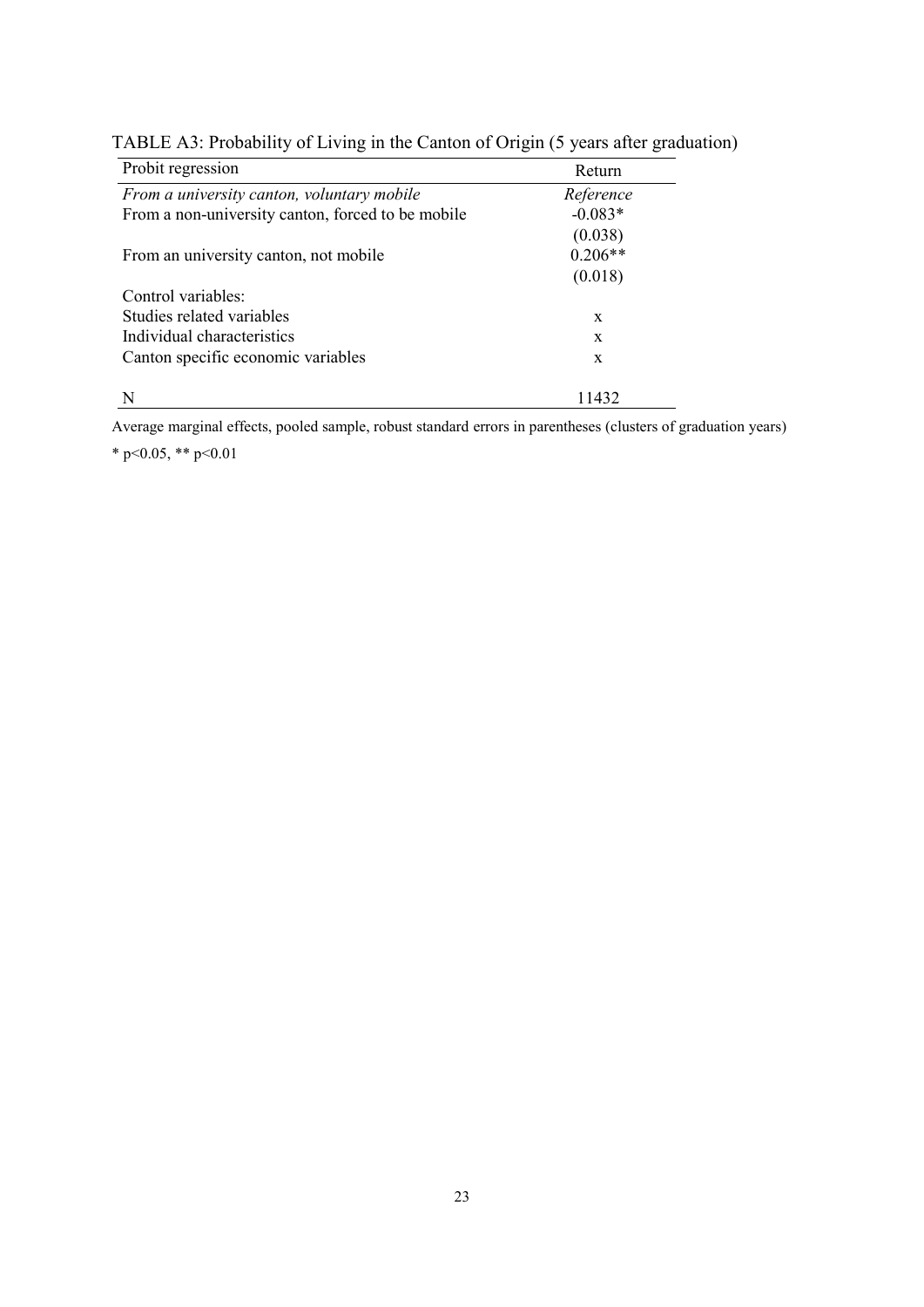TABLE A3: Probability of Living in the Canton of Origin (5 years after graduation)

| Probit regression | Return |
|---|---|
| *From a university canton, voluntary mobile* | *Reference* |
| From a non-university canton, forced to be mobile | -0.083* |
| | (0.038) |
| From an university canton, not mobile | 0.206** |
| | (0.018) |
| Control variables: | |
| Studies related variables | x |
| Individual characteristics | x |
| Canton specific economic variables | x |
| | |
| N | 11432 |

Average marginal effects, pooled sample, robust standard errors in parentheses (clusters of graduation years)

* $p<0.05$, ** $p<0.01$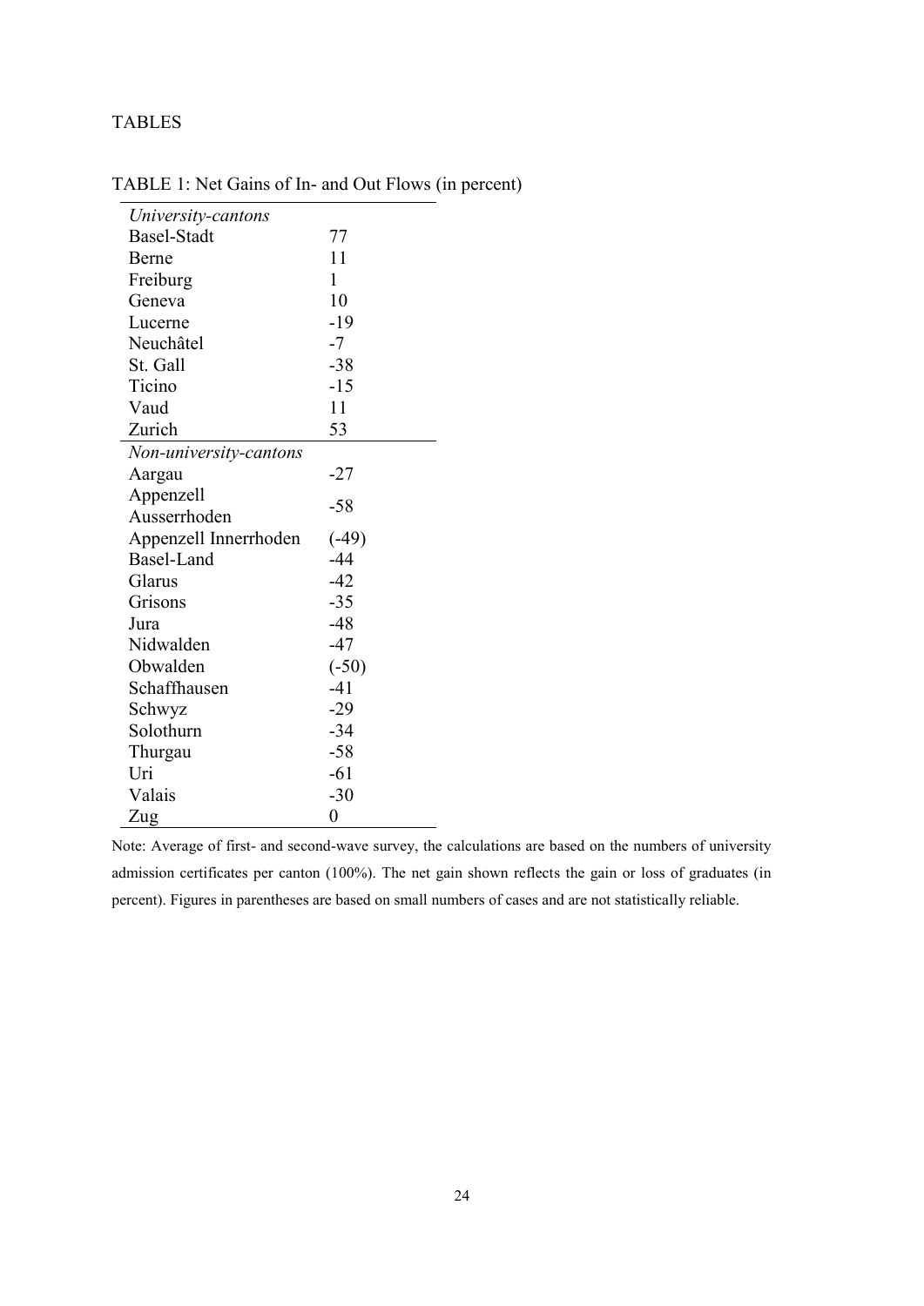TABLES

TABLE 1: Net Gains of In- and Out Flows (in percent)

| | |
|---|---|
| *University-cantons* | |
| Basel-Stadt | 77 |
| Berne | 11 |
| Freiburg | 1 |
| Geneva | 10 |
| Lucerne | -19 |
| Neuchâtel | -7 |
| St. Gall | -38 |
| Ticino | -15 |
| Vaud | 11 |
| Zurich | 53 |
| *Non-university-cantons* | |
| Aargau | -27 |
| Appenzell Ausserrhoden | -58 |
| Appenzell Innerrhoden | (-49) |
| Basel-Land | -44 |
| Glarus | -42 |
| Grisons | -35 |
| Jura | -48 |
| Nidwalden | -47 |
| Obwalden | (-50) |
| Schaffhausen | -41 |
| Schwyz | -29 |
| Solothurn | -34 |
| Thurgau | -58 |
| Uri | -61 |
| Valais | -30 |
| Zug | 0 |

Note: Average of first- and second-wave survey, the calculations are based on the numbers of university admission certificates per canton (100%). The net gain shown reflects the gain or loss of graduates (in percent). Figures in parentheses are based on small numbers of cases and are not statistically reliable.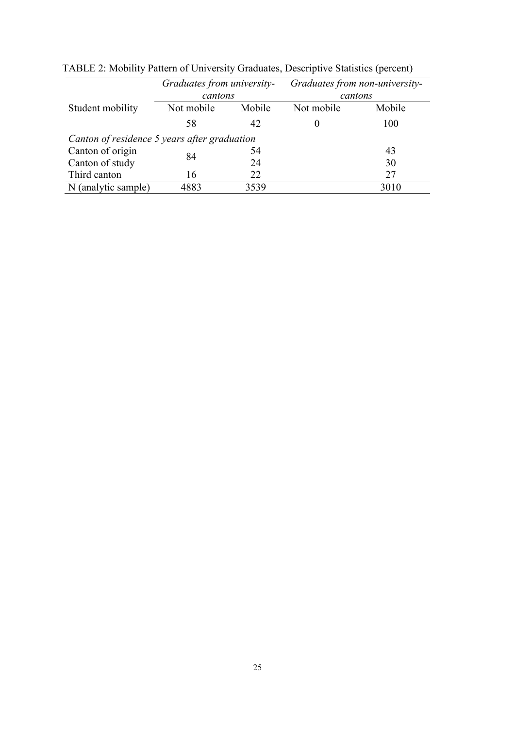TABLE 2: Mobility Pattern of University Graduates, Descriptive Statistics (percent)

| | *Graduates from university-cantons* | | *Graduates from non-university-cantons* | |
|---|---|---|---|---|
| Student mobility | Not mobile | Mobile | Not mobile | Mobile |
| | 58 | 42 | 0 | 100 |
| *Canton of residence 5 years after graduation* | | | | |
| Canton of origin | 84 | 54 | | 43 |
| Canton of study | | 24 | | 30 |
| Third canton | 16 | 22 | | 27 |
| N (analytic sample) | 4883 | 3539 | | 3010 |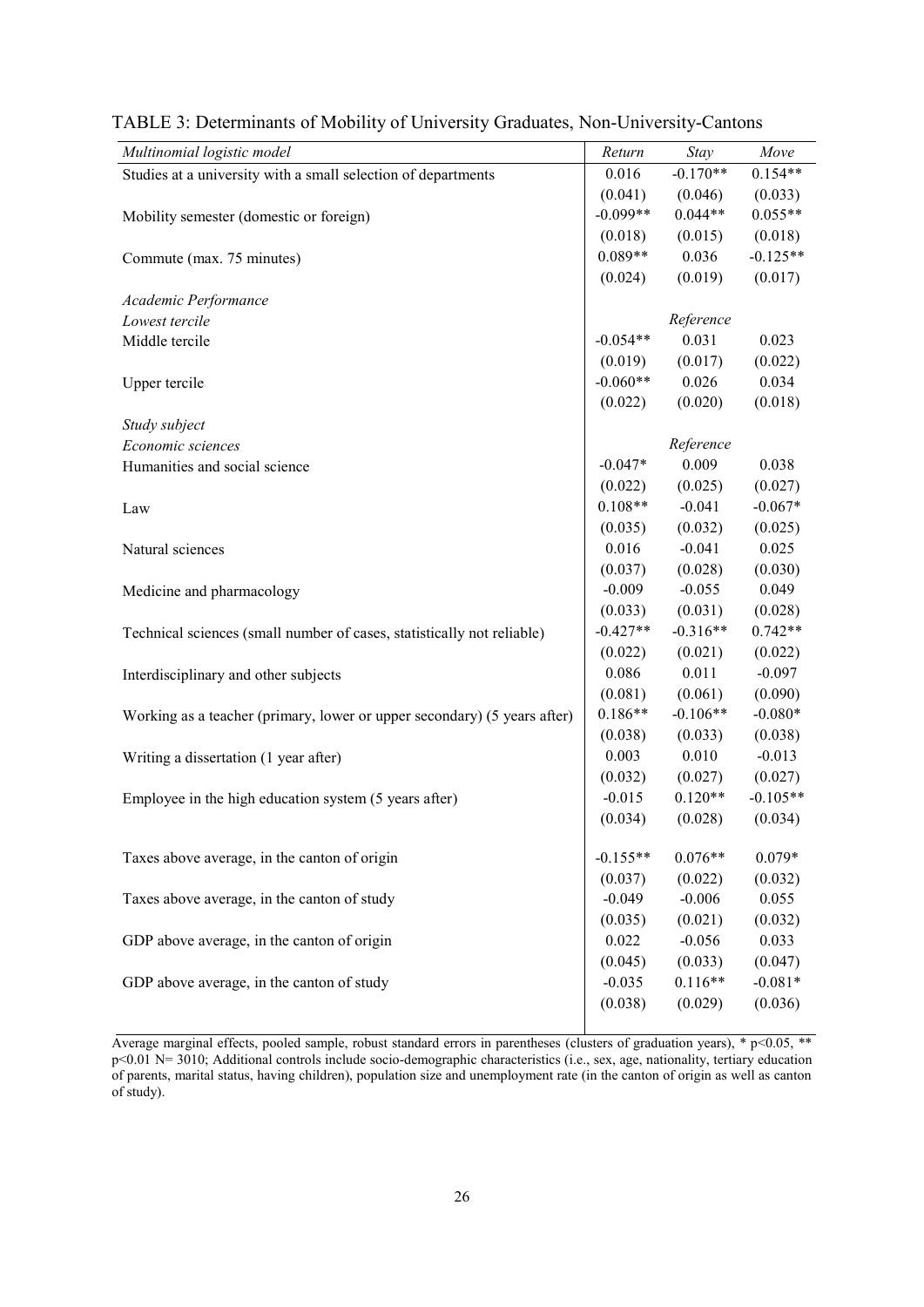TABLE 3: Determinants of Mobility of University Graduates, Non-University-Cantons

| *Multinomial logistic model* | *Return* | *Stay* | *Move* |
|---|---|---|---|
| Studies at a university with a small selection of departments | 0.016 | -0.170** | 0.154** |
| | (0.041) | (0.046) | (0.033) |
| Mobility semester (domestic or foreign) | -0.099** | 0.044** | 0.055** |
| | (0.018) | (0.015) | (0.018) |
| Commute (max. 75 minutes) | 0.089** | 0.036 | -0.125** |
| | (0.024) | (0.019) | (0.017) |
| *Academic Performance* | | | |
| *Lowest tercile* | | *Reference* | |
| Middle tercile | -0.054** | 0.031 | 0.023 |
| | (0.019) | (0.017) | (0.022) |
| Upper tercile | -0.060** | 0.026 | 0.034 |
| | (0.022) | (0.020) | (0.018) |
| *Study subject* | | | |
| *Economic sciences* | | *Reference* | |
| Humanities and social science | -0.047* | 0.009 | 0.038 |
| | (0.022) | (0.025) | (0.027) |
| Law | 0.108** | -0.041 | -0.067* |
| | (0.035) | (0.032) | (0.025) |
| Natural sciences | 0.016 | -0.041 | 0.025 |
| | (0.037) | (0.028) | (0.030) |
| Medicine and pharmacology | -0.009 | -0.055 | 0.049 |
| | (0.033) | (0.031) | (0.028) |
| Technical sciences (small number of cases, statistically not reliable) | -0.427** | -0.316** | 0.742** |
| | (0.022) | (0.021) | (0.022) |
| Interdisciplinary and other subjects | 0.086 | 0.011 | -0.097 |
| | (0.081) | (0.061) | (0.090) |
| Working as a teacher (primary, lower or upper secondary) (5 years after) | 0.186** | -0.106** | -0.080* |
| | (0.038) | (0.033) | (0.038) |
| Writing a dissertation (1 year after) | 0.003 | 0.010 | -0.013 |
| | (0.032) | (0.027) | (0.027) |
| Employee in the high education system (5 years after) | -0.015 | 0.120** | -0.105** |
| | (0.034) | (0.028) | (0.034) |
| Taxes above average, in the canton of origin | -0.155** | 0.076** | 0.079* |
| | (0.037) | (0.022) | (0.032) |
| Taxes above average, in the canton of study | -0.049 | -0.006 | 0.055 |
| | (0.035) | (0.021) | (0.032) |
| GDP above average, in the canton of origin | 0.022 | -0.056 | 0.033 |
| | (0.045) | (0.033) | (0.047) |
| GDP above average, in the canton of study | -0.035 | 0.116** | -0.081* |
| | (0.038) | (0.029) | (0.036) |

Average marginal effects, pooled sample, robust standard errors in parentheses (clusters of graduation years), * $p<0.05$, ** $p<0.01$ N= 3010; Additional controls include socio-demographic characteristics (i.e., sex, age, nationality, tertiary education of parents, marital status, having children), population size and unemployment rate (in the canton of origin as well as canton of study).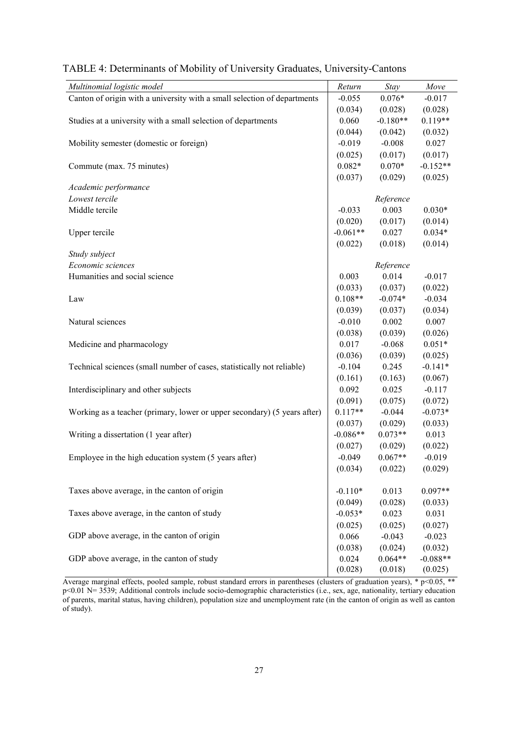TABLE 4: Determinants of Mobility of University Graduates, University-Cantons

| *Multinomial logistic model* | *Return* | *Stay* | *Move* |
|---|---|---|---|
| Canton of origin with a university with a small selection of departments | -0.055 | 0.076* | -0.017 |
| | (0.034) | (0.028) | (0.028) |
| Studies at a university with a small selection of departments | 0.060 | -0.180** | 0.119** |
| | (0.044) | (0.042) | (0.032) |
| Mobility semester (domestic or foreign) | -0.019 | -0.008 | 0.027 |
| | (0.025) | (0.017) | (0.017) |
| Commute (max. 75 minutes) | 0.082* | 0.070* | -0.152** |
| | (0.037) | (0.029) | (0.025) |
| *Academic performance* | | | |
| *Lowest tercile* | | *Reference* | |
| Middle tercile | -0.033 | 0.003 | 0.030* |
| | (0.020) | (0.017) | (0.014) |
| Upper tercile | -0.061** | 0.027 | 0.034* |
| | (0.022) | (0.018) | (0.014) |
| *Study subject* | | | |
| *Economic sciences* | | *Reference* | |
| Humanities and social science | 0.003 | 0.014 | -0.017 |
| | (0.033) | (0.037) | (0.022) |
| Law | 0.108** | -0.074* | -0.034 |
| | (0.039) | (0.037) | (0.034) |
| Natural sciences | -0.010 | 0.002 | 0.007 |
| | (0.038) | (0.039) | (0.026) |
| Medicine and pharmacology | 0.017 | -0.068 | 0.051* |
| | (0.036) | (0.039) | (0.025) |
| Technical sciences (small number of cases, statistically not reliable) | -0.104 | 0.245 | -0.141* |
| | (0.161) | (0.163) | (0.067) |
| Interdisciplinary and other subjects | 0.092 | 0.025 | -0.117 |
| | (0.091) | (0.075) | (0.072) |
| Working as a teacher (primary, lower or upper secondary) (5 years after) | 0.117** | -0.044 | -0.073* |
| | (0.037) | (0.029) | (0.033) |
| Writing a dissertation (1 year after) | -0.086** | 0.073** | 0.013 |
| | (0.027) | (0.029) | (0.022) |
| Employee in the high education system (5 years after) | -0.049 | 0.067** | -0.019 |
| | (0.034) | (0.022) | (0.029) |
| Taxes above average, in the canton of origin | -0.110* | 0.013 | 0.097** |
| | (0.049) | (0.028) | (0.033) |
| Taxes above average, in the canton of study | -0.053* | 0.023 | 0.031 |
| | (0.025) | (0.025) | (0.027) |
| GDP above average, in the canton of origin | 0.066 | -0.043 | -0.023 |
| | (0.038) | (0.024) | (0.032) |
| GDP above average, in the canton of study | 0.024 | 0.064** | -0.088** |
| | (0.028) | (0.018) | (0.025) |

Average marginal effects, pooled sample, robust standard errors in parentheses (clusters of graduation years), * $p<0.05$, ** $p<0.01$ N= 3539; Additional controls include socio-demographic characteristics (i.e., sex, age, nationality, tertiary education of parents, marital status, having children), population size and unemployment rate (in the canton of origin as well as canton of study).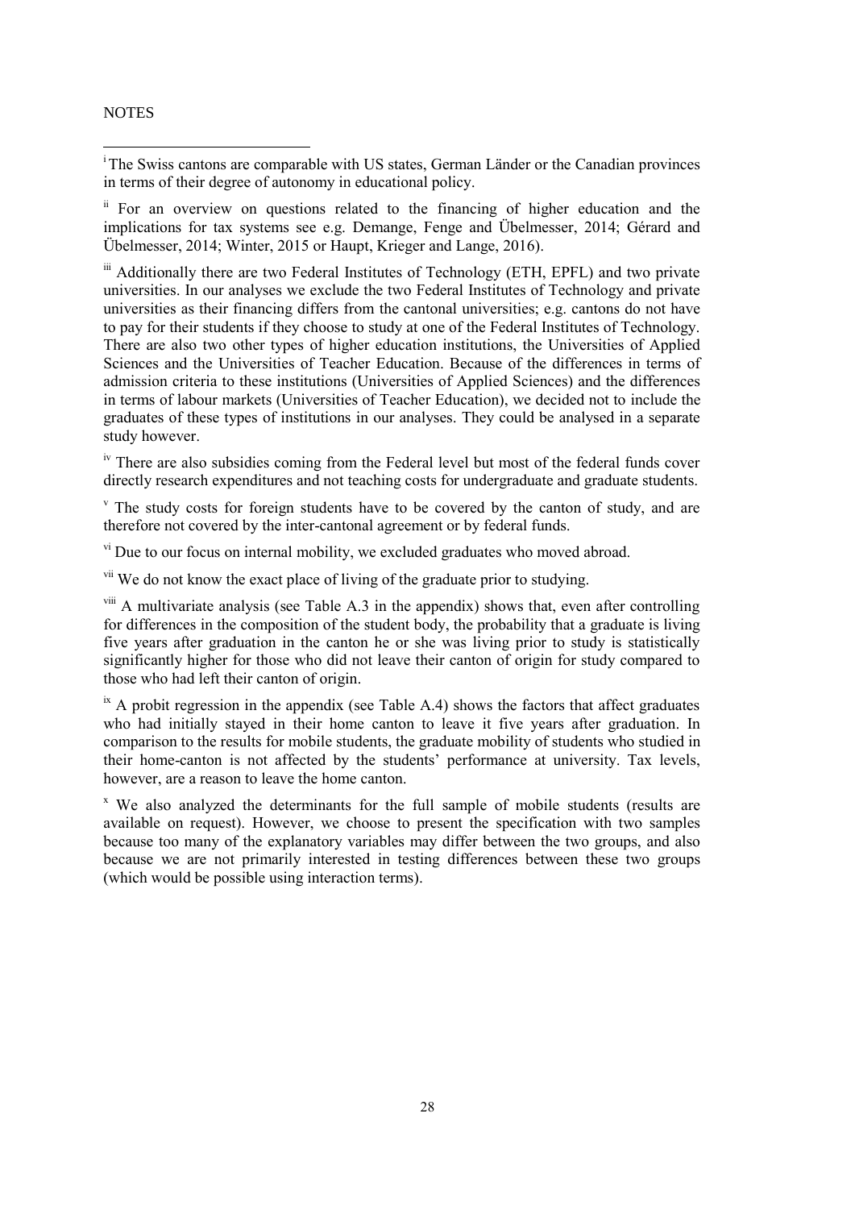NOTES

[i] The Swiss cantons are comparable with US states, German Länder or the Canadian provinces in terms of their degree of autonomy in educational policy.

[ii] For an overview on questions related to the financing of higher education and the implications for tax systems see e.g. Demange, Fenge and Übelmesser, 2014; Gérard and Übelmesser, 2014; Winter, 2015 or Haupt, Krieger and Lange, 2016).

[iii] Additionally there are two Federal Institutes of Technology (ETH, EPFL) and two private universities. In our analyses we exclude the two Federal Institutes of Technology and private universities as their financing differs from the cantonal universities; e.g. cantons do not have to pay for their students if they choose to study at one of the Federal Institutes of Technology. There are also two other types of higher education institutions, the Universities of Applied Sciences and the Universities of Teacher Education. Because of the differences in terms of admission criteria to these institutions (Universities of Applied Sciences) and the differences in terms of labour markets (Universities of Teacher Education), we decided not to include the graduates of these types of institutions in our analyses. They could be analysed in a separate study however.

[iv] There are also subsidies coming from the Federal level but most of the federal funds cover directly research expenditures and not teaching costs for undergraduate and graduate students.

[v] The study costs for foreign students have to be covered by the canton of study, and are therefore not covered by the inter-cantonal agreement or by federal funds.

[vi] Due to our focus on internal mobility, we excluded graduates who moved abroad.

[vii] We do not know the exact place of living of the graduate prior to studying.

[viii] A multivariate analysis (see Table A.3 in the appendix) shows that, even after controlling for differences in the composition of the student body, the probability that a graduate is living five years after graduation in the canton he or she was living prior to study is statistically significantly higher for those who did not leave their canton of origin for study compared to those who had left their canton of origin.

[ix] A probit regression in the appendix (see Table A.4) shows the factors that affect graduates who had initially stayed in their home canton to leave it five years after graduation. In comparison to the results for mobile students, the graduate mobility of students who studied in their home-canton is not affected by the students' performance at university. Tax levels, however, are a reason to leave the home canton.

[x] We also analyzed the determinants for the full sample of mobile students (results are available on request). However, we choose to present the specification with two samples because too many of the explanatory variables may differ between the two groups, and also because we are not primarily interested in testing differences between these two groups (which would be possible using interaction terms).